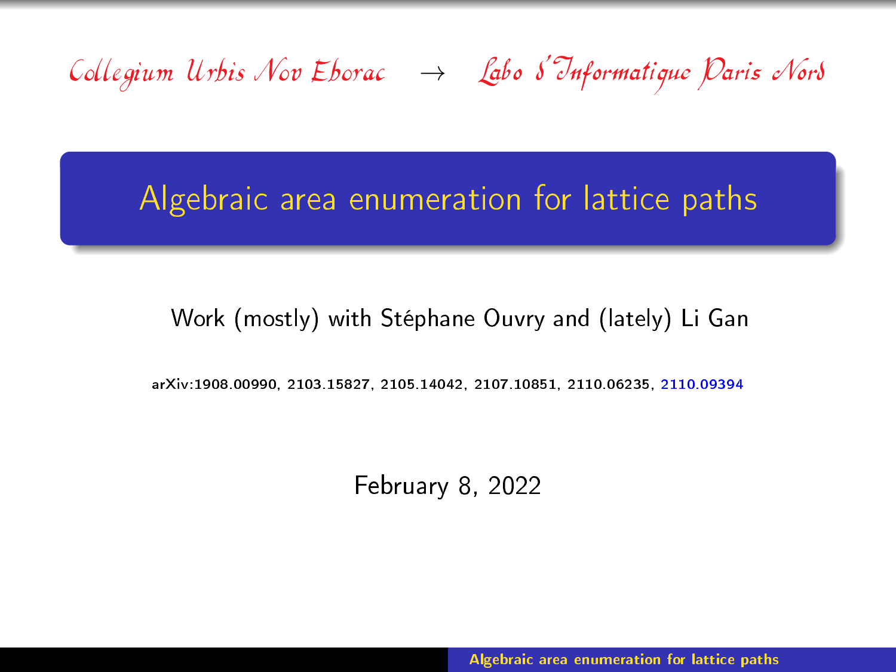*Collegium Urbis Nov Eborac* $\rightarrow$ *Labo d'Informatique Paris Nord*

# Algebraic area enumeration for lattice paths

Work (mostly) with Stéphane Ouvry and (lately) Li Gan

arXiv:1908.00990, 2103.15827, 2105.14042, 2107.10851, 2110.06235, 2110.09394

February 8, 2022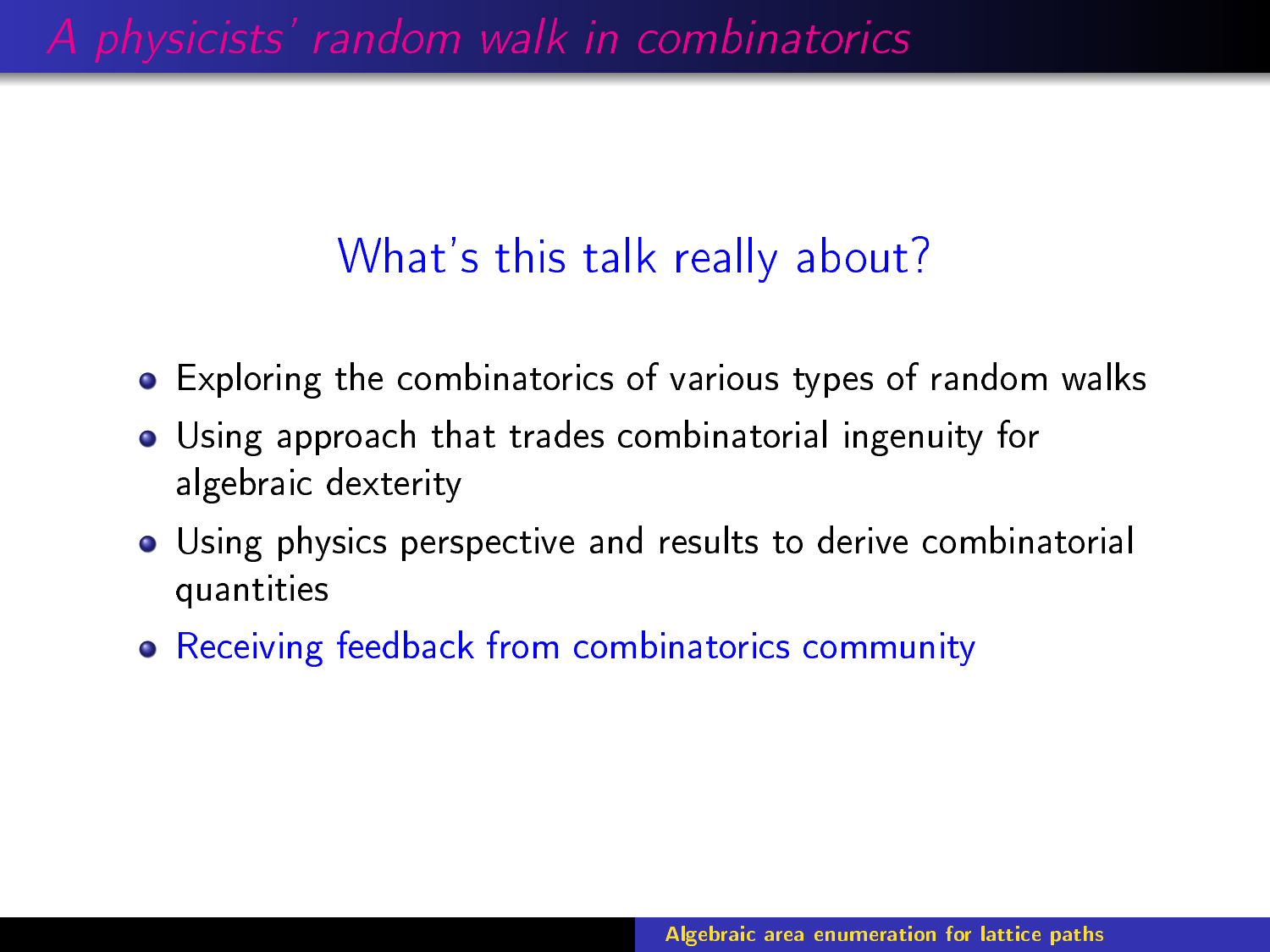## What's this talk really about?

- Exploring the combinatorics of various types of random walks
- Using approach that trades combinatorial ingenuity for algebraic dexterity
- Using physics perspective and results to derive combinatorial quantities
- Receiving feedback from combinatorics community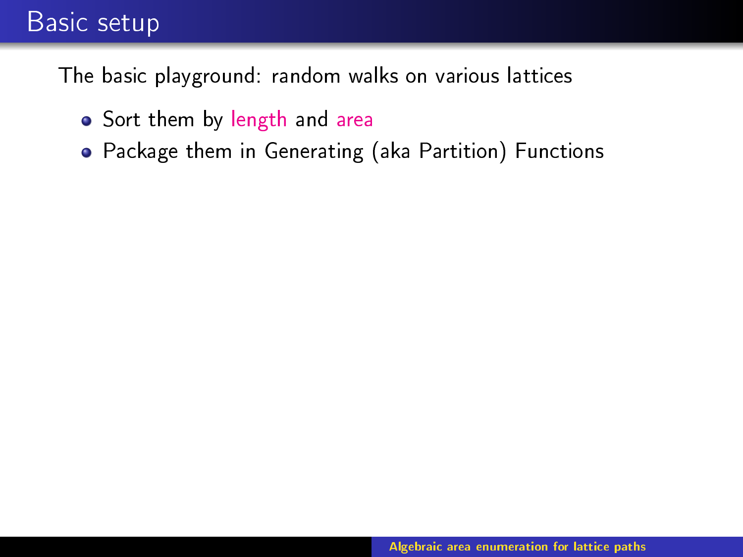# Basic setup

The basic playground: random walks on various lattices

- Sort them by length and area
- Package them in Generating (aka Partition) Functions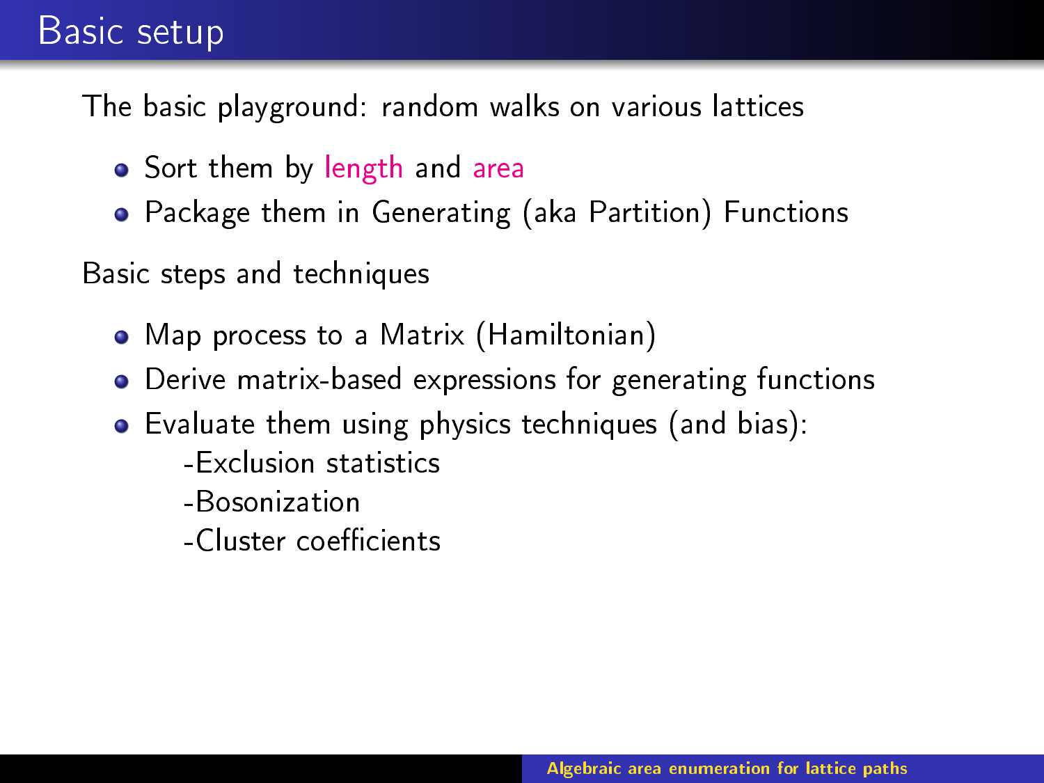# Basic setup

The basic playground: random walks on various lattices

- Sort them by length and area
- Package them in Generating (aka Partition) Functions

Basic steps and techniques

- Map process to a Matrix (Hamiltonian)
- Derive matrix-based expressions for generating functions
- Evaluate them using physics techniques (and bias):
  - -Exclusion statistics
  - -Bosonization
  - -Cluster coefficients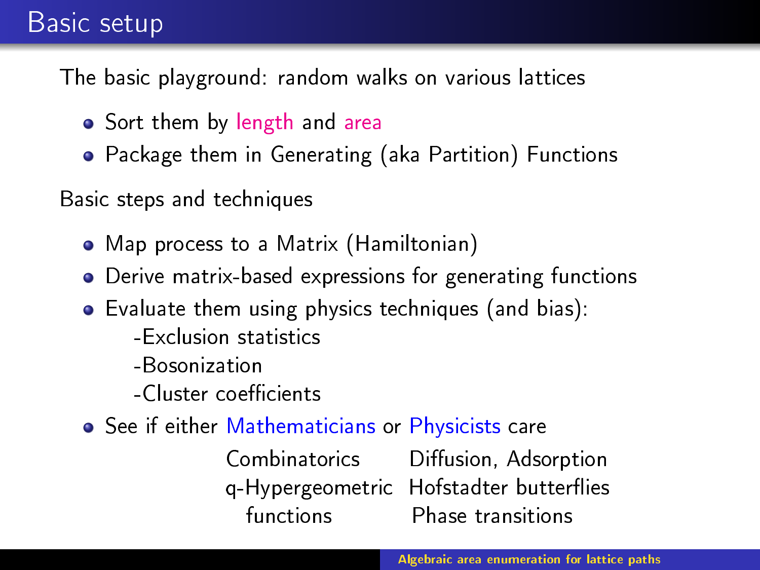# Basic setup

The basic playground: random walks on various lattices

- Sort them by length and area
- Package them in Generating (aka Partition) Functions

Basic steps and techniques

- Map process to a Matrix (Hamiltonian)
- Derive matrix-based expressions for generating functions
- Evaluate them using physics techniques (and bias):
  - -Exclusion statistics
  - -Bosonization
  - -Cluster coefficients
- See if either Mathematicians or Physicists care

| Mathematicians | Physicists |
|---|---|
| Combinatorics | Diffusion, Adsorption |
| q-Hypergeometric functions | Hofstadter butterflies |
| | Phase transitions |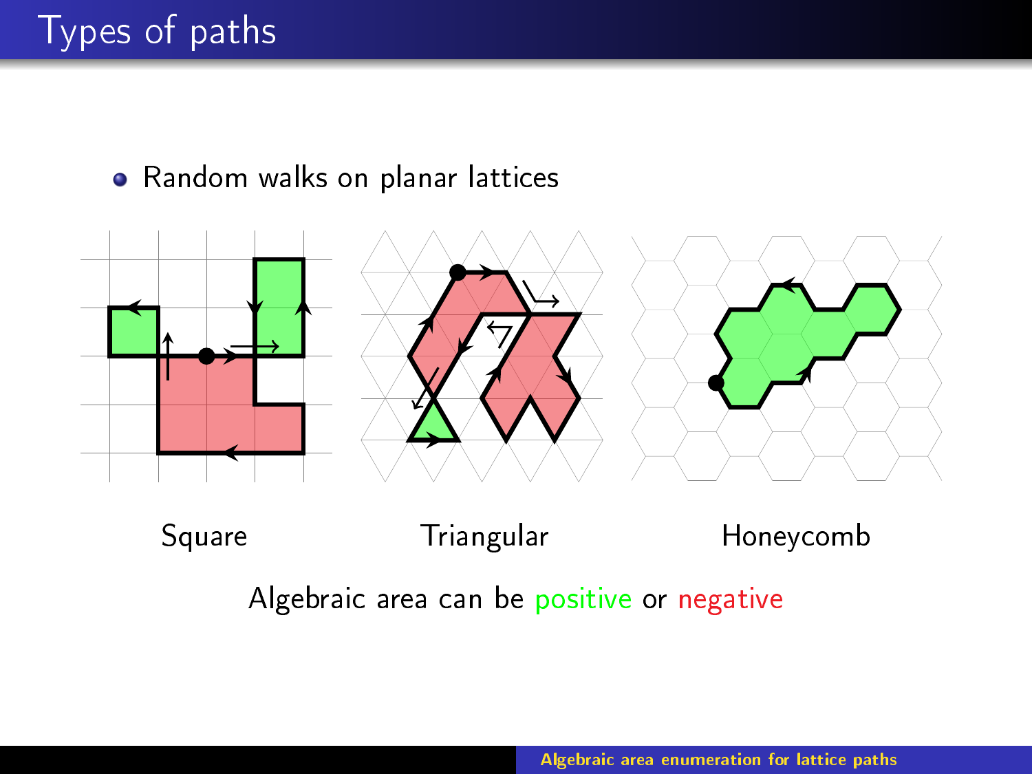# Types of paths

- Random walks on planar lattices

Square Triangular Honeycomb

Algebraic area can be positive or negative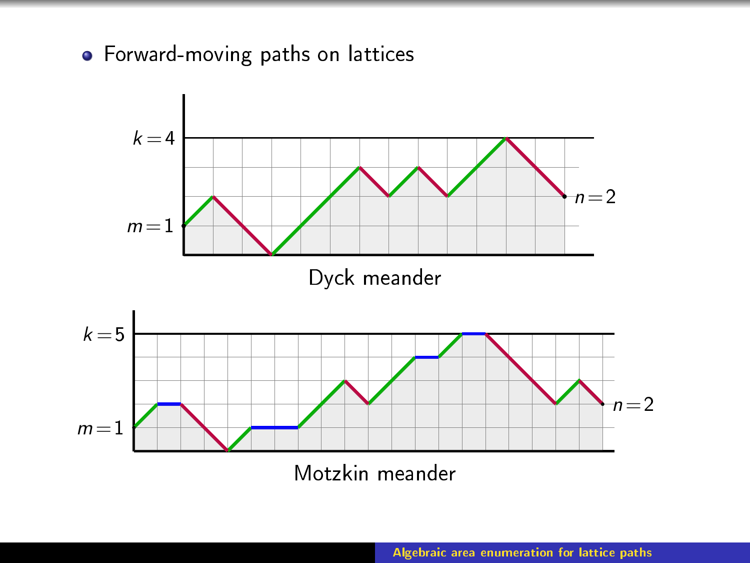- Forward-moving paths on lattices

$k=4$

$m=1$

$n=2$

Dyck meander

$k=5$

$m=1$

$n=2$

Motzkin meander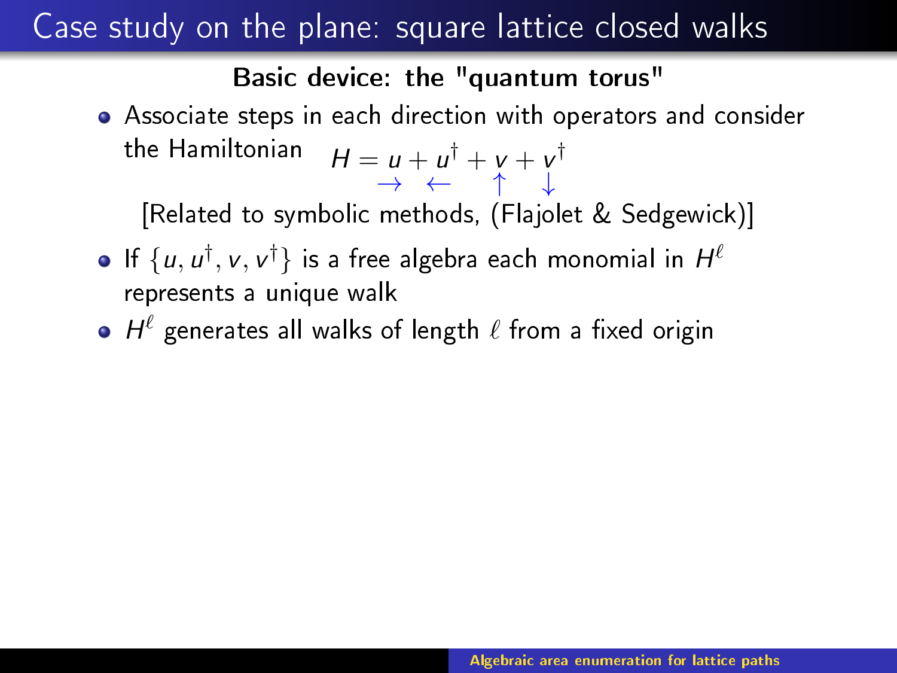# Case study on the plane: square lattice closed walks

**Basic device: the "quantum torus"**

- Associate steps in each direction with operators and consider the Hamiltonian $$H = \underset{\rightarrow}{u} + \underset{\leftarrow}{u^\dagger} + \underset{\uparrow}{v} + \underset{\downarrow}{v^\dagger}$$

  [Related to symbolic methods, (Flajolet & Sedgewick)]

- If $\{u, u^\dagger, v, v^\dagger\}$ is a free algebra each monomial in $H^\ell$ represents a unique walk
- $H^\ell$ generates all walks of length $\ell$ from a fixed origin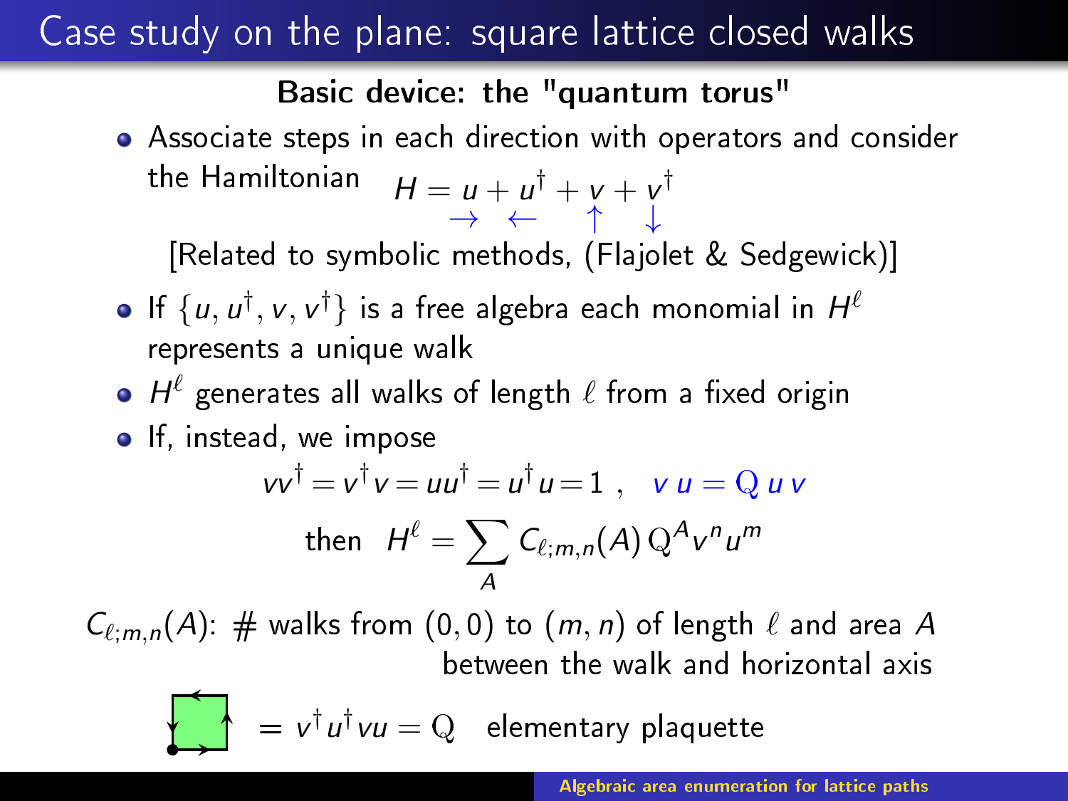# Case study on the plane: square lattice closed walks

**Basic device: the "quantum torus"**

- Associate steps in each direction with operators and consider the Hamiltonian $$H = \underset{\rightarrow}{u} + \underset{\leftarrow}{u^\dagger} + \underset{\uparrow}{v} + \underset{\downarrow}{v^\dagger}$$

  [Related to symbolic methods, (Flajolet & Sedgewick)]

- If $\{u, u^\dagger, v, v^\dagger\}$ is a free algebra each monomial in $H^\ell$ represents a unique walk
- $H^\ell$ generates all walks of length $\ell$ from a fixed origin
- If, instead, we impose

$$vv^\dagger = v^\dagger v = uu^\dagger = u^\dagger u = 1 \; , \quad v\,u = \mathrm{Q}\,u\,v$$

$$\text{then} \quad H^\ell = \sum_A C_{\ell;m,n}(A)\,\mathrm{Q}^A v^n u^m$$

$C_{\ell;m,n}(A)$: # walks from $(0,0)$ to $(m,n)$ of length $\ell$ and area $A$ between the walk and horizontal axis

$$= v^\dagger u^\dagger v u = \mathrm{Q} \quad \text{elementary plaquette}$$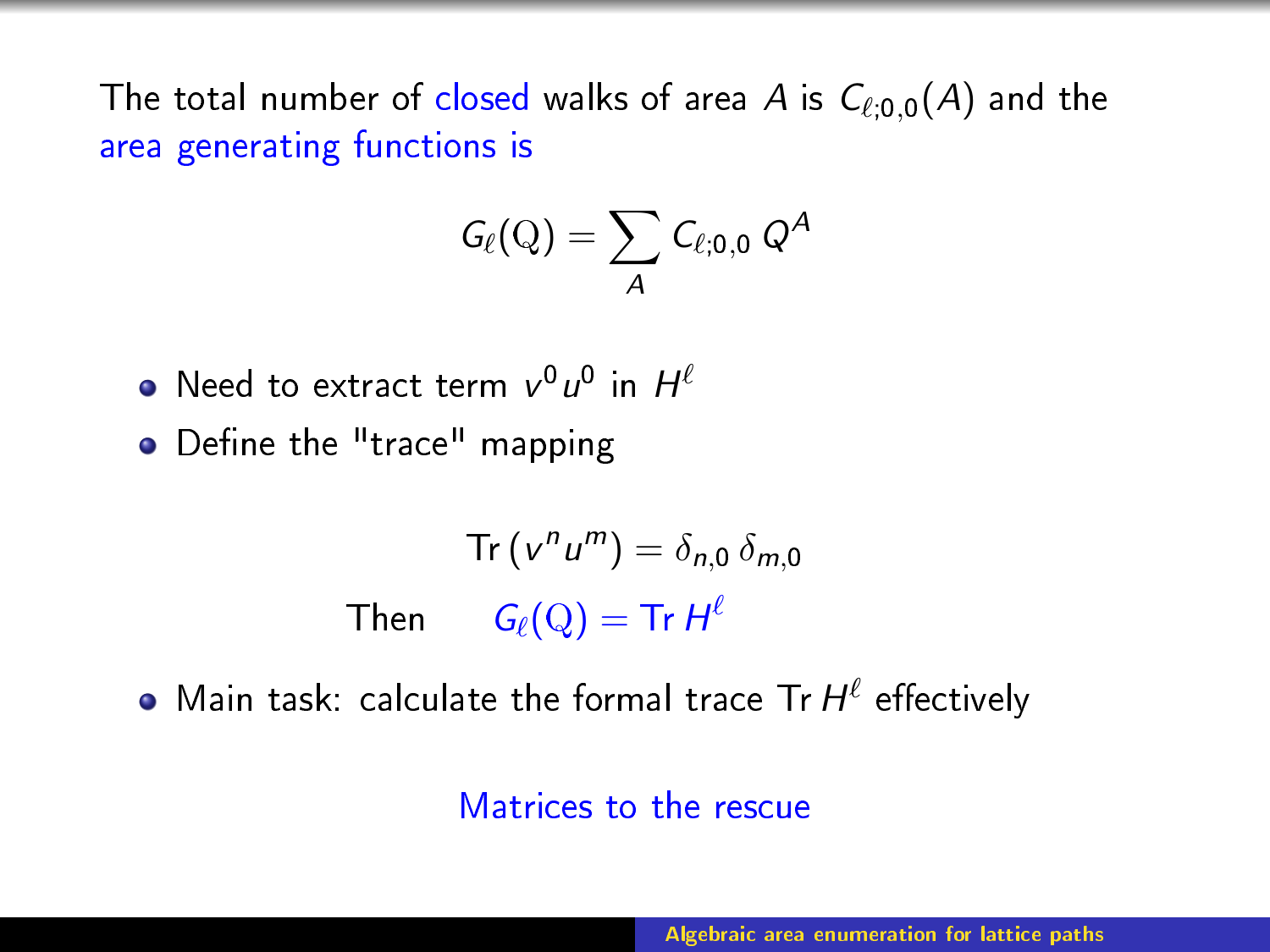The total number of closed walks of area $A$ is $C_{\ell;0,0}(A)$ and the area generating functions is

$$G_\ell(\mathrm{Q}) = \sum_A C_{\ell;0,0}\, Q^A$$

- Need to extract term $v^0 u^0$ in $H^\ell$
- Define the "trace" mapping

$$\mathrm{Tr}\,(v^n u^m) = \delta_{n,0}\,\delta_{m,0}$$

Then $\quad G_\ell(\mathrm{Q}) = \mathrm{Tr}\, H^\ell$

- Main task: calculate the formal trace $\mathrm{Tr}\, H^\ell$ effectively

Matrices to the rescue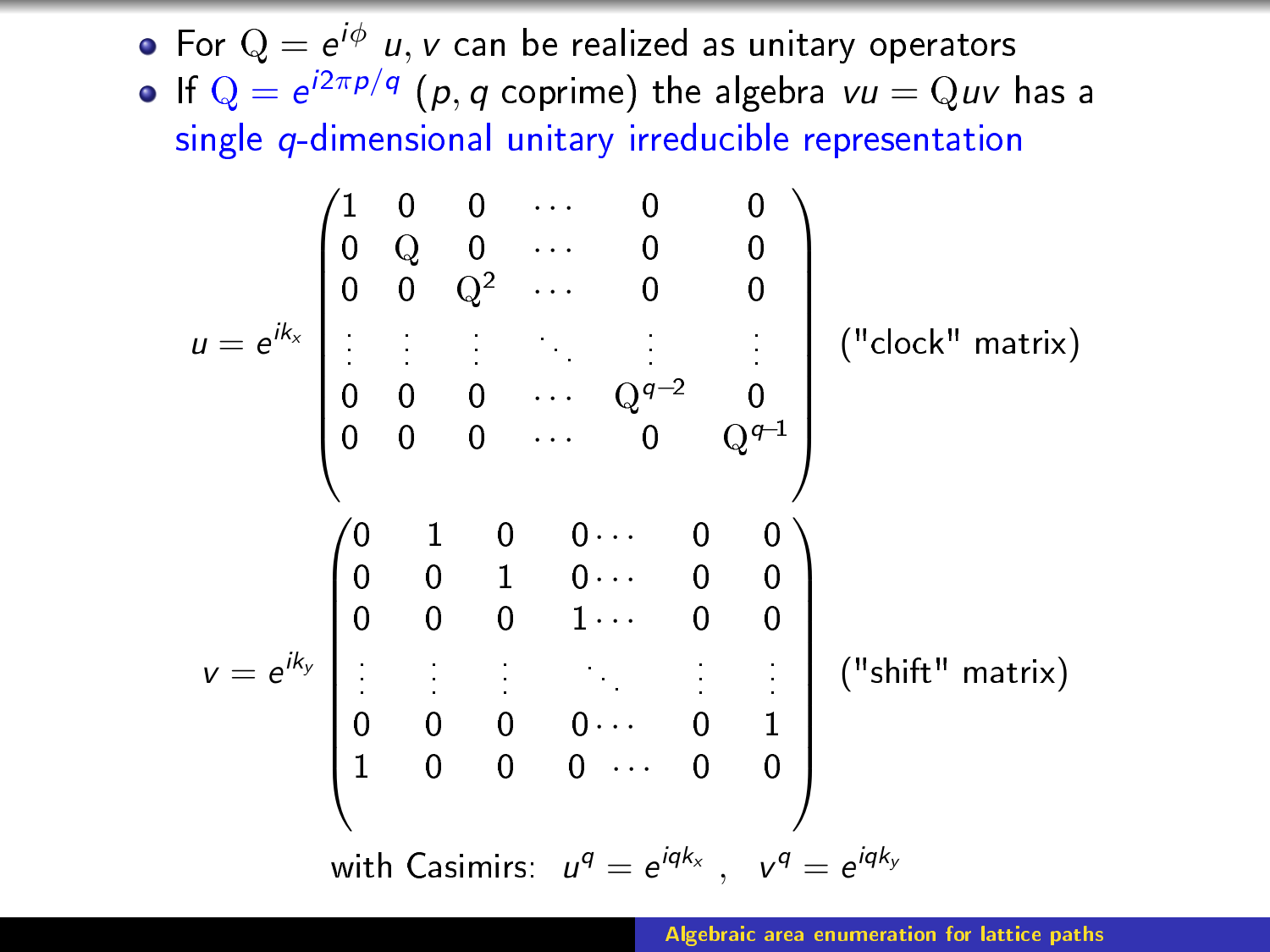- For $\mathrm{Q} = e^{i\phi}$ $u, v$ can be realized as unitary operators
- If $\mathrm{Q} = e^{i2\pi p/q}$ ($p, q$ coprime) the algebra $vu = \mathrm{Q}uv$ has a single $q$-dimensional unitary irreducible representation

$$
u = e^{ik_x} \begin{pmatrix} 1 & 0 & 0 & \cdots & 0 & 0 \\ 0 & \mathrm{Q} & 0 & \cdots & 0 & 0 \\ 0 & 0 & \mathrm{Q}^2 & \cdots & 0 & 0 \\ \vdots & \vdots & \vdots & \ddots & \vdots & \vdots \\ 0 & 0 & 0 & \cdots & \mathrm{Q}^{q-2} & 0 \\ 0 & 0 & 0 & \cdots & 0 & \mathrm{Q}^{q-1} \end{pmatrix} \quad \text{("clock" matrix)}
$$

$$
v = e^{ik_y} \begin{pmatrix} 0 & 1 & 0 & 0 \cdots & 0 & 0 \\ 0 & 0 & 1 & 0 \cdots & 0 & 0 \\ 0 & 0 & 0 & 1 \cdots & 0 & 0 \\ \vdots & \vdots & \vdots & \ddots & \vdots & \vdots \\ 0 & 0 & 0 & 0 \cdots & 0 & 1 \\ 1 & 0 & 0 & 0 \ \cdots & 0 & 0 \end{pmatrix} \quad \text{("shift" matrix)}
$$

with Casimirs: $u^q = e^{iqk_x}$ , $v^q = e^{iqk_y}$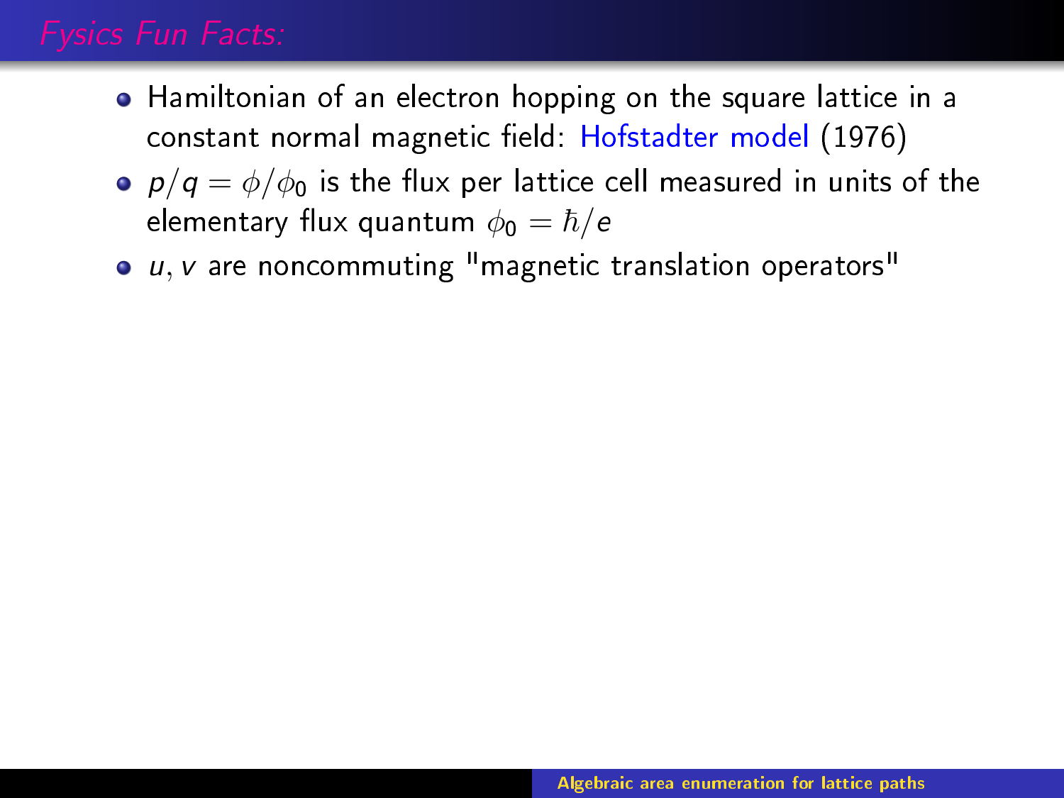## Fysics Fun Facts:

- Hamiltonian of an electron hopping on the square lattice in a constant normal magnetic field: Hofstadter model (1976)
- $p/q = \phi/\phi_0$ is the flux per lattice cell measured in units of the elementary flux quantum $\phi_0 = \hbar/e$
- $u, v$ are noncommuting "magnetic translation operators"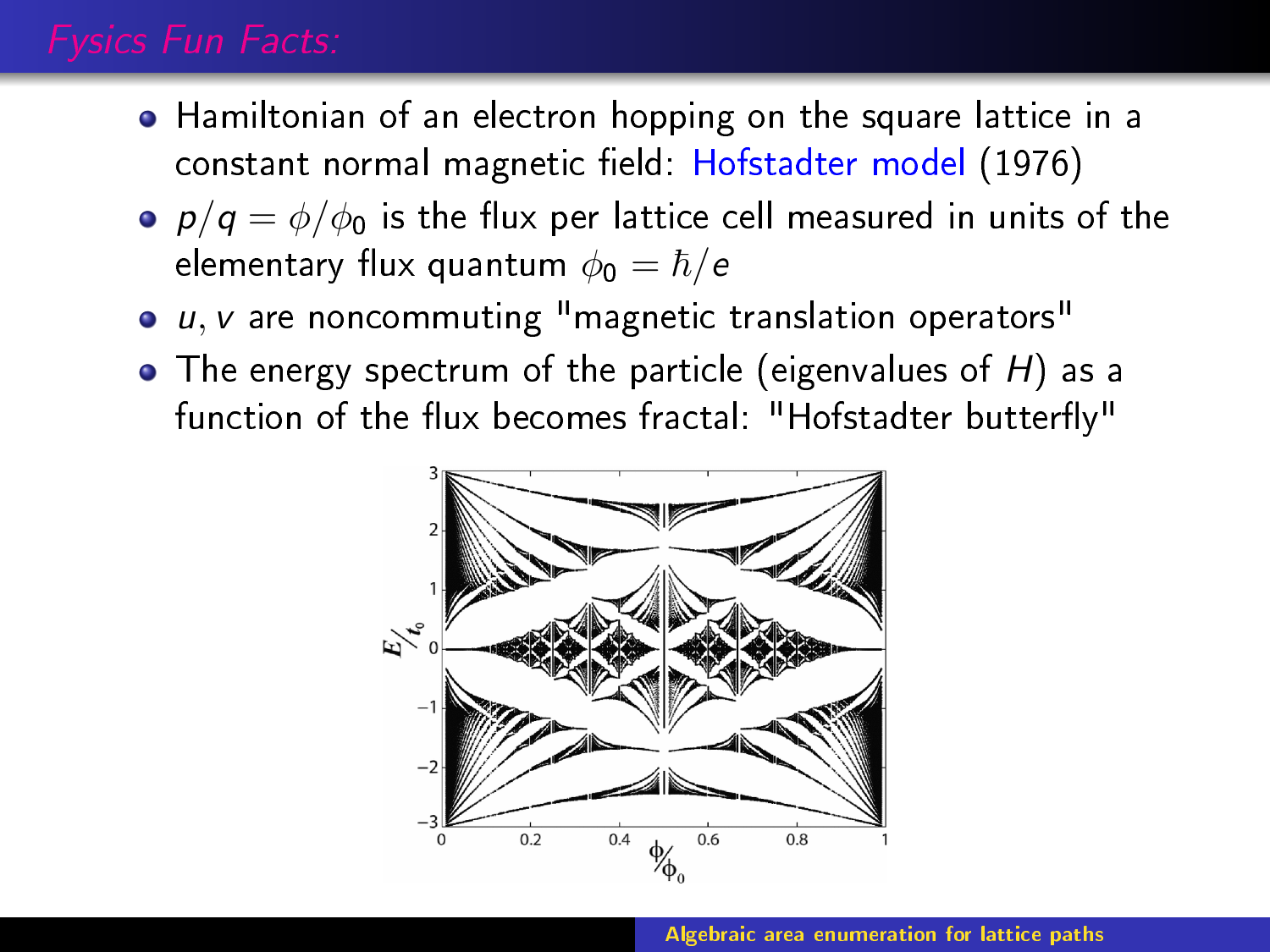## *Fysics Fun Facts:*

- Hamiltonian of an electron hopping on the square lattice in a constant normal magnetic field: Hofstadter model (1976)
- $p/q = \phi/\phi_0$ is the flux per lattice cell measured in units of the elementary flux quantum $\phi_0 = \hbar/e$
- $u, v$ are noncommuting "magnetic translation operators"
- The energy spectrum of the particle (eigenvalues of $H$) as a function of the flux becomes fractal: "Hofstadter butterfly"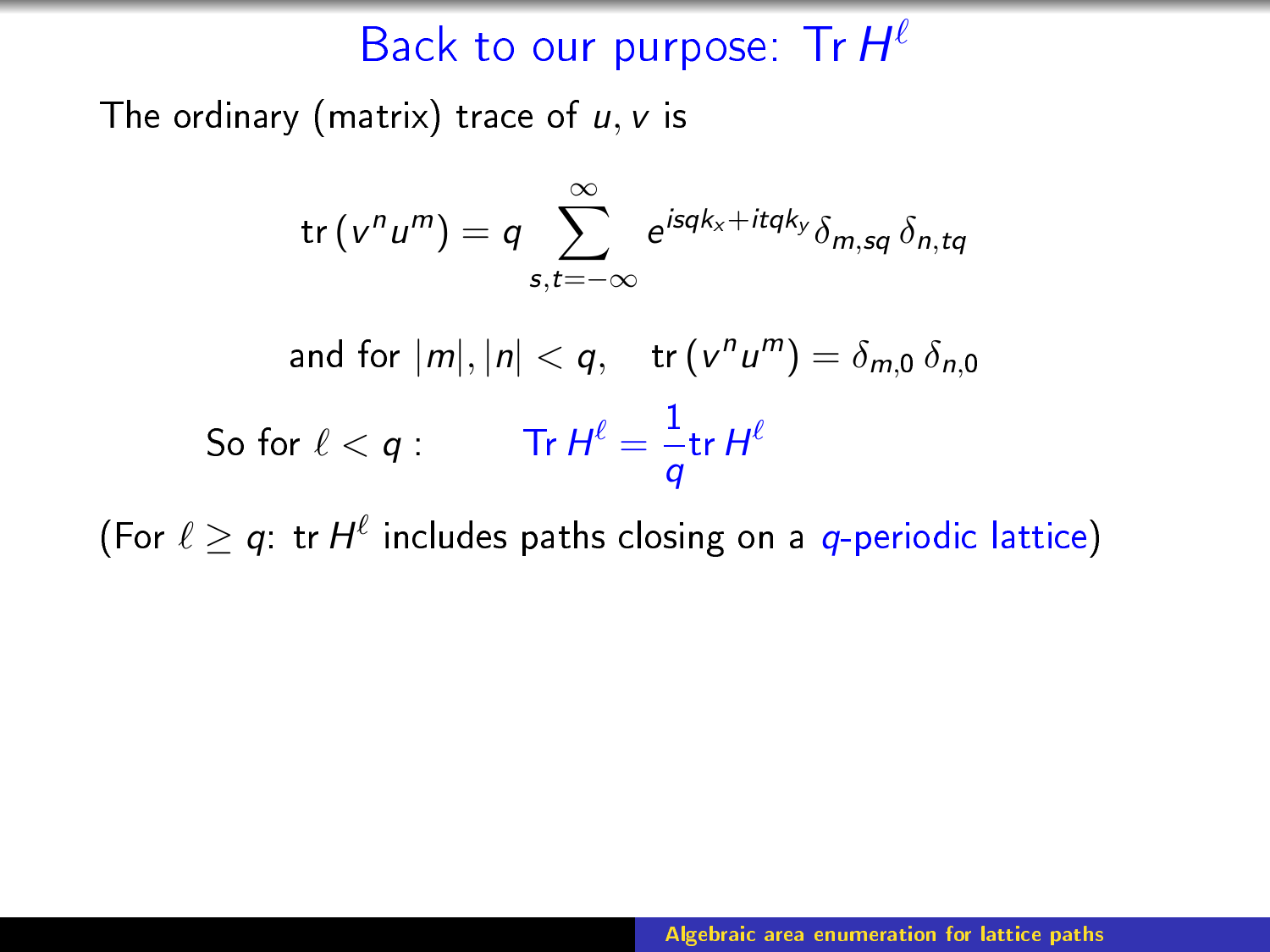# Back to our purpose: $\mathrm{Tr}\, H^\ell$

The ordinary (matrix) trace of $u, v$ is

$$\mathrm{tr}\,(v^n u^m) = q \sum_{s,t=-\infty}^{\infty} e^{isqk_x + itqk_y} \delta_{m,sq}\, \delta_{n,tq}$$

$$\text{and for } |m|, |n| < q, \quad \mathrm{tr}\,(v^n u^m) = \delta_{m,0}\, \delta_{n,0}$$

So for $\ell < q$ :

$$\mathrm{Tr}\, H^\ell = \frac{1}{q} \mathrm{tr}\, H^\ell$$

(For $\ell \geq q$: $\mathrm{tr}\, H^\ell$ includes paths closing on a $q$-periodic lattice)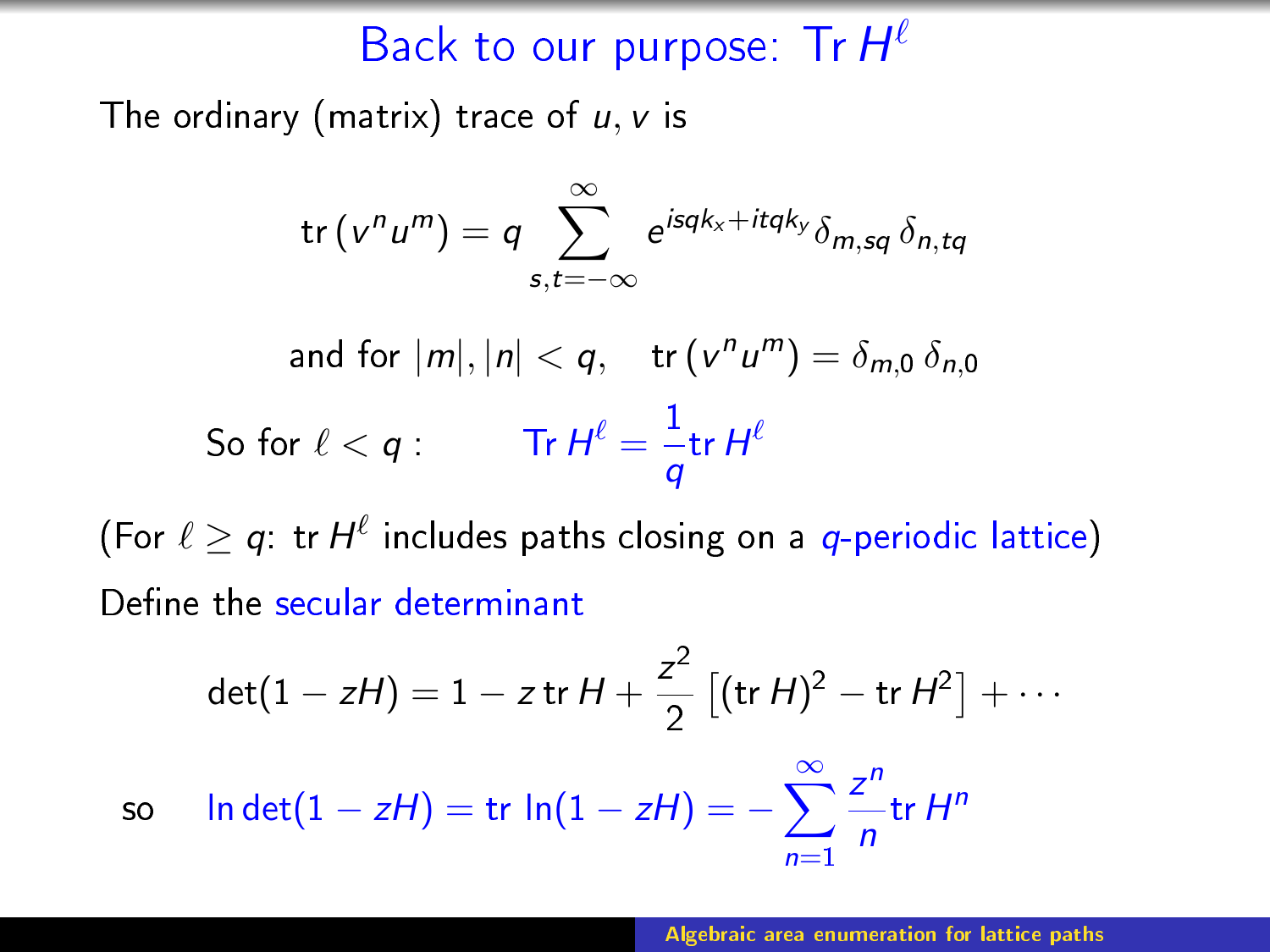# Back to our purpose: $\mathrm{Tr}\, H^\ell$

The ordinary (matrix) trace of $u, v$ is

$$\mathrm{tr}\,(v^n u^m) = q \sum_{s,t=-\infty}^{\infty} e^{isqk_x + itqk_y} \delta_{m,sq}\, \delta_{n,tq}$$

$$\text{and for } |m|, |n| < q, \quad \mathrm{tr}\,(v^n u^m) = \delta_{m,0}\, \delta_{n,0}$$

So for $\ell < q$ :

$$\mathrm{Tr}\, H^\ell = \frac{1}{q} \mathrm{tr}\, H^\ell$$

(For $\ell \geq q$: $\mathrm{tr}\, H^\ell$ includes paths closing on a $q$-periodic lattice)

Define the secular determinant

$$\det(1 - zH) = 1 - z\, \mathrm{tr}\, H + \frac{z^2}{2} \left[ (\mathrm{tr}\, H)^2 - \mathrm{tr}\, H^2 \right] + \cdots$$

so

$$\ln \det(1 - zH) = \mathrm{tr}\, \ln(1 - zH) = -\sum_{n=1}^{\infty} \frac{z^n}{n} \mathrm{tr}\, H^n$$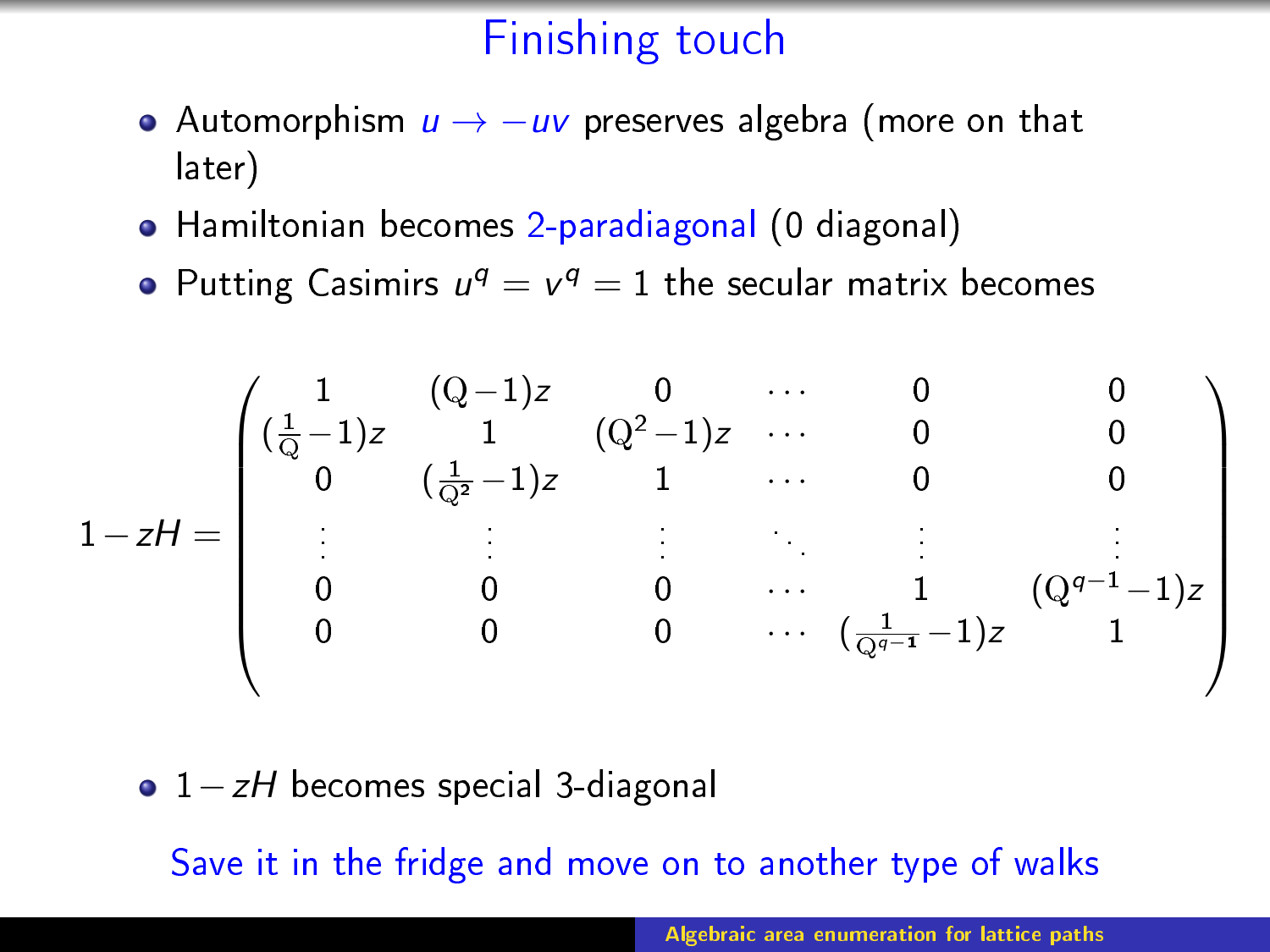# Finishing touch

- Automorphism $u \to -uv$ preserves algebra (more on that later)
- Hamiltonian becomes 2-paradiagonal (0 diagonal)
- Putting Casimirs $u^q = v^q = 1$ the secular matrix becomes

$$
1 - zH = \begin{pmatrix}
1 & (\mathrm{Q}-1)z & 0 & \cdots & 0 & 0 \\
(\frac{1}{\mathrm{Q}}-1)z & 1 & (\mathrm{Q}^2-1)z & \cdots & 0 & 0 \\
0 & (\frac{1}{\mathrm{Q}^2}-1)z & 1 & \cdots & 0 & 0 \\
\vdots & \vdots & \vdots & \ddots & \vdots & \vdots \\
0 & 0 & 0 & \cdots & 1 & (\mathrm{Q}^{q-1}-1)z \\
0 & 0 & 0 & \cdots & (\frac{1}{\mathrm{Q}^{q-1}}-1)z & 1
\end{pmatrix}
$$

- $1 - zH$ becomes special 3-diagonal

Save it in the fridge and move on to another type of walks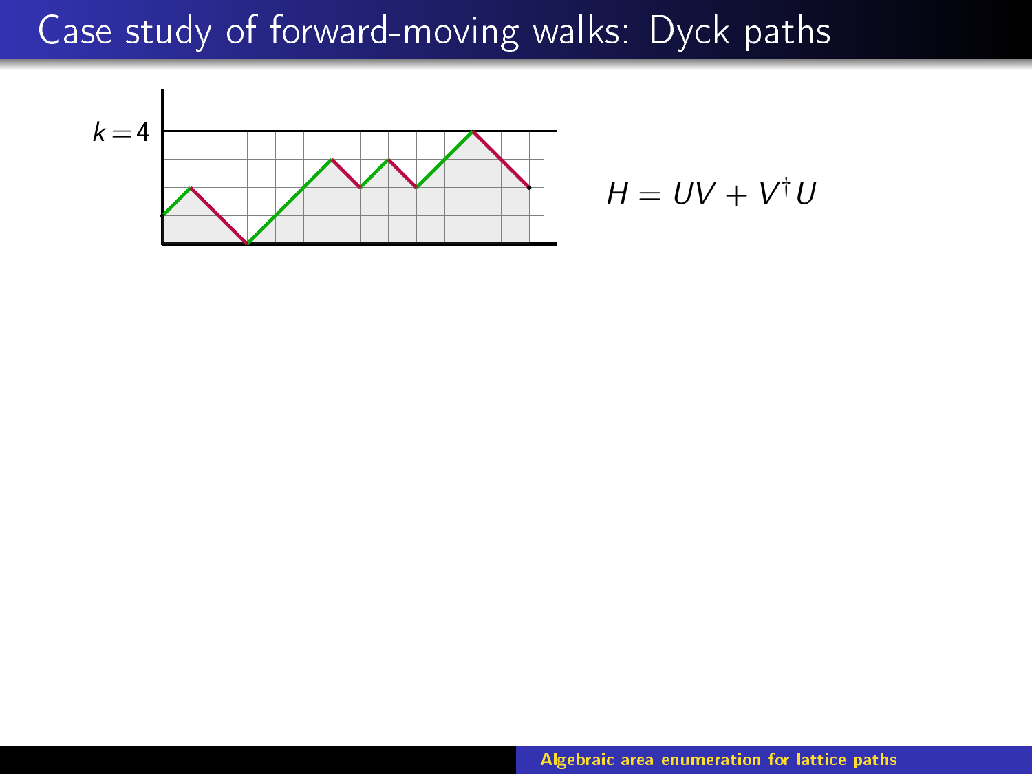# Case study of forward-moving walks: Dyck paths

$k = 4$

$$H = UV + V^{\dagger}U$$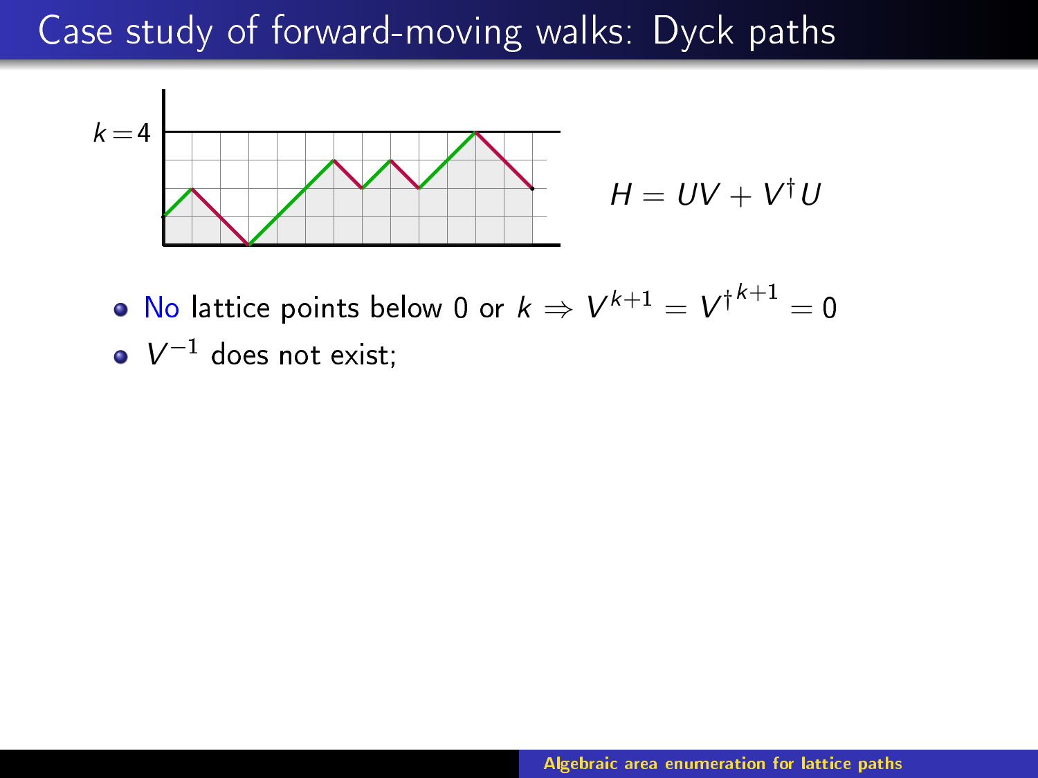# Case study of forward-moving walks: Dyck paths

$k = 4$

$$H = UV + V^{\dagger}U$$

- No lattice points below 0 or $k \Rightarrow V^{k+1} = {V^{\dagger}}^{k+1} = 0$
- $V^{-1}$ does not exist;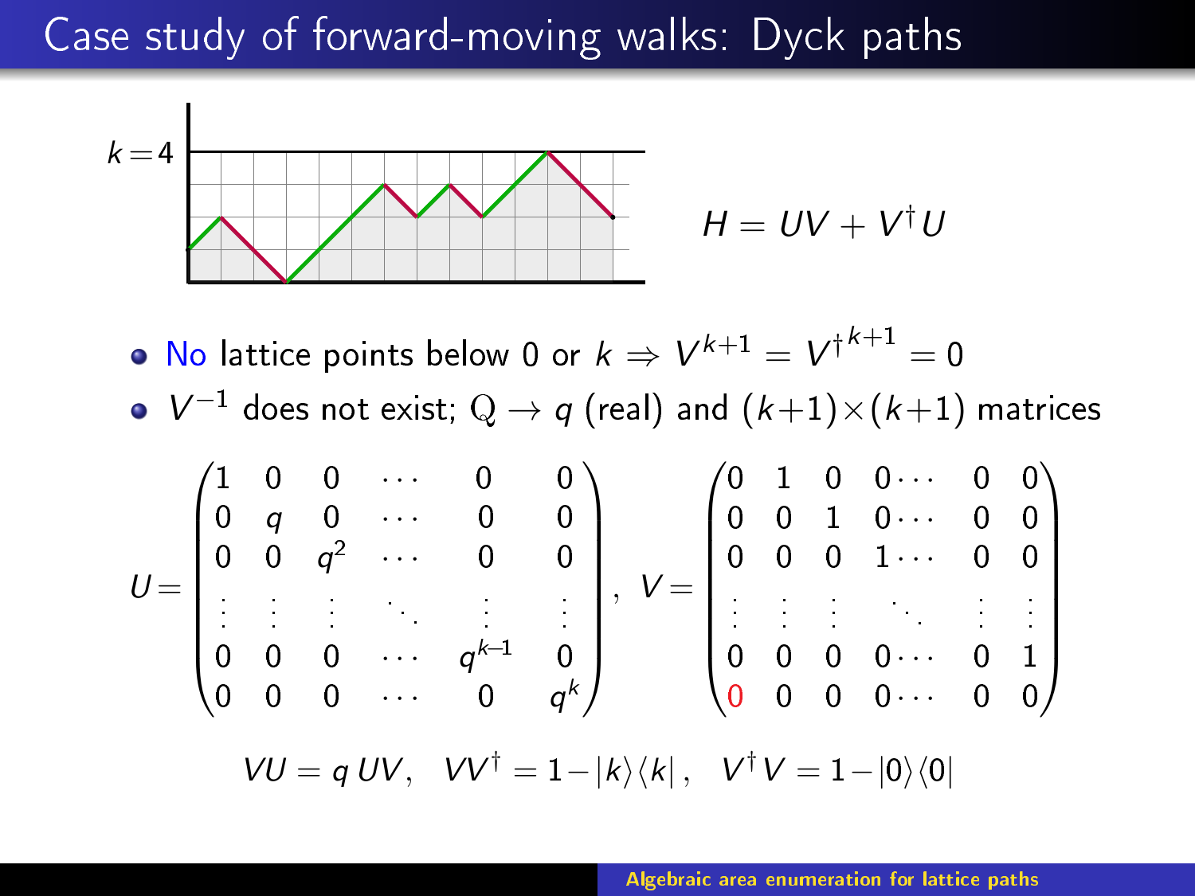# Case study of forward-moving walks: Dyck paths

$k = 4$

$$H = UV + V^\dagger U$$

- No lattice points below 0 or $k \Rightarrow V^{k+1} = {V^\dagger}^{k+1} = 0$
- $V^{-1}$ does not exist; $\mathrm{Q} \to q$ (real) and $(k+1)\times(k+1)$ matrices

$$U = \begin{pmatrix} 1 & 0 & 0 & \cdots & 0 & 0 \\ 0 & q & 0 & \cdots & 0 & 0 \\ 0 & 0 & q^2 & \cdots & 0 & 0 \\ \vdots & \vdots & \vdots & \ddots & \vdots & \vdots \\ 0 & 0 & 0 & \cdots & q^{k-1} & 0 \\ 0 & 0 & 0 & \cdots & 0 & q^k \end{pmatrix}, \quad V = \begin{pmatrix} 0 & 1 & 0 & 0\cdots & 0 & 0 \\ 0 & 0 & 1 & 0\cdots & 0 & 0 \\ 0 & 0 & 0 & 1\cdots & 0 & 0 \\ \vdots & \vdots & \vdots & \ddots & \vdots & \vdots \\ 0 & 0 & 0 & 0\cdots & 0 & 1 \\ 0 & 0 & 0 & 0\cdots & 0 & 0 \end{pmatrix}$$

$$VU = q\,UV, \quad VV^\dagger = 1 - |k\rangle\langle k|, \quad V^\dagger V = 1 - |0\rangle\langle 0|$$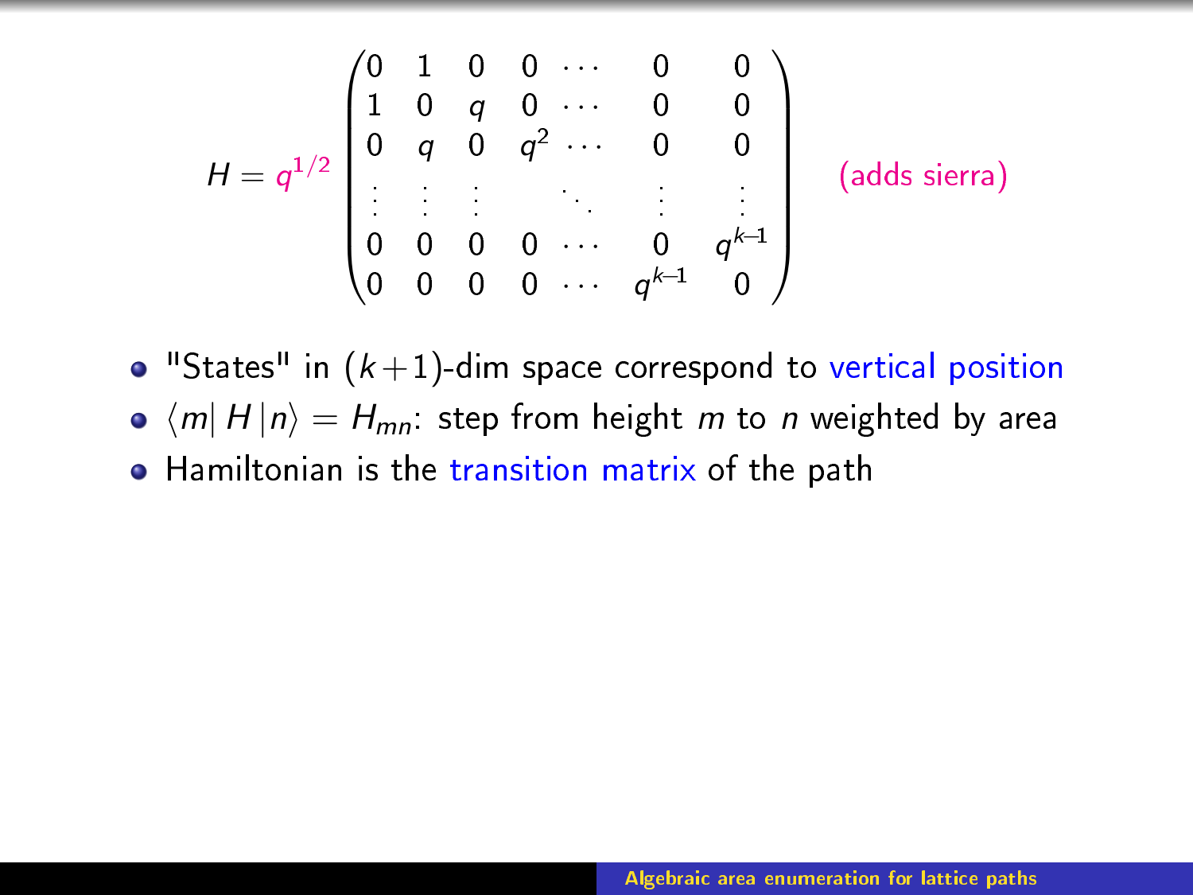$$
H = q^{1/2} \begin{pmatrix} 0 & 1 & 0 & 0 & \cdots & 0 & 0 \\ 1 & 0 & q & 0 & \cdots & 0 & 0 \\ 0 & q & 0 & q^2 & \cdots & 0 & 0 \\ \vdots & \vdots & \vdots & & \ddots & \vdots & \vdots \\ 0 & 0 & 0 & 0 & \cdots & 0 & q^{k-1} \\ 0 & 0 & 0 & 0 & \cdots & q^{k-1} & 0 \end{pmatrix} \quad \text{(adds sierra)}
$$

- "States" in $(k+1)$-dim space correspond to vertical position
- $\langle m| \, H \, |n\rangle = H_{mn}$: step from height $m$ to $n$ weighted by area
- Hamiltonian is the transition matrix of the path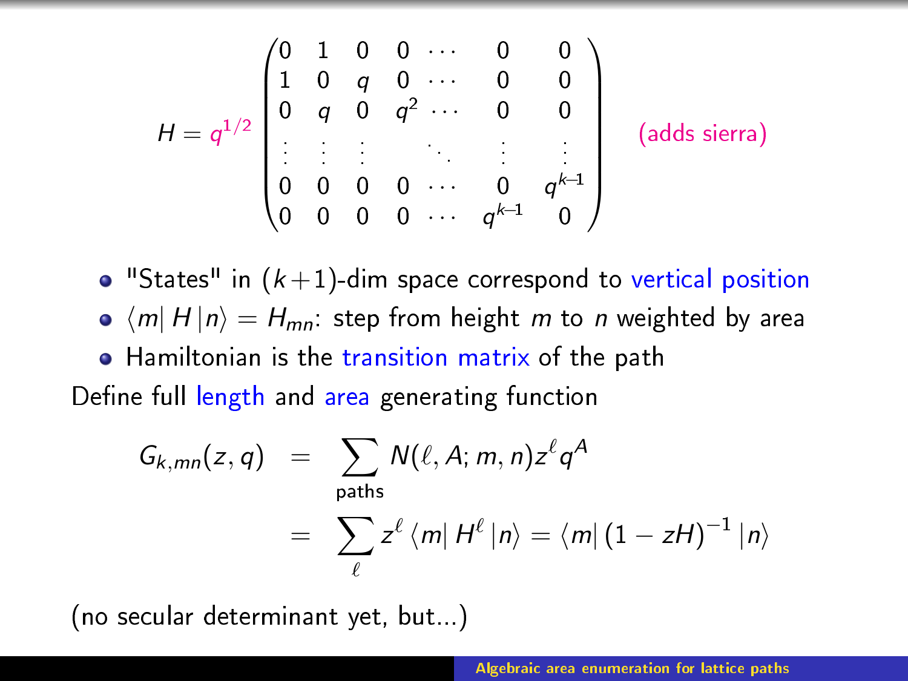$$H = q^{1/2} \begin{pmatrix} 0 & 1 & 0 & 0 & \cdots & 0 & 0 \\ 1 & 0 & q & 0 & \cdots & 0 & 0 \\ 0 & q & 0 & q^2 & \cdots & 0 & 0 \\ \vdots & \vdots & \vdots & & \ddots & \vdots & \vdots \\ 0 & 0 & 0 & 0 & \cdots & 0 & q^{k-1} \\ 0 & 0 & 0 & 0 & \cdots & q^{k-1} & 0 \end{pmatrix} \quad \text{(adds sierra)}$$

- "States" in $(k+1)$-dim space correspond to vertical position
- $\langle m| H |n\rangle = H_{mn}$: step from height $m$ to $n$ weighted by area
- Hamiltonian is the transition matrix of the path

Define full length and area generating function

$$\begin{aligned} G_{k,mn}(z,q) &= \sum_{\text{paths}} N(\ell, A; m, n) z^\ell q^A \\ &= \sum_{\ell} z^\ell \langle m| H^\ell |n\rangle = \langle m| (1 - zH)^{-1} |n\rangle \end{aligned}$$

(no secular determinant yet, but...)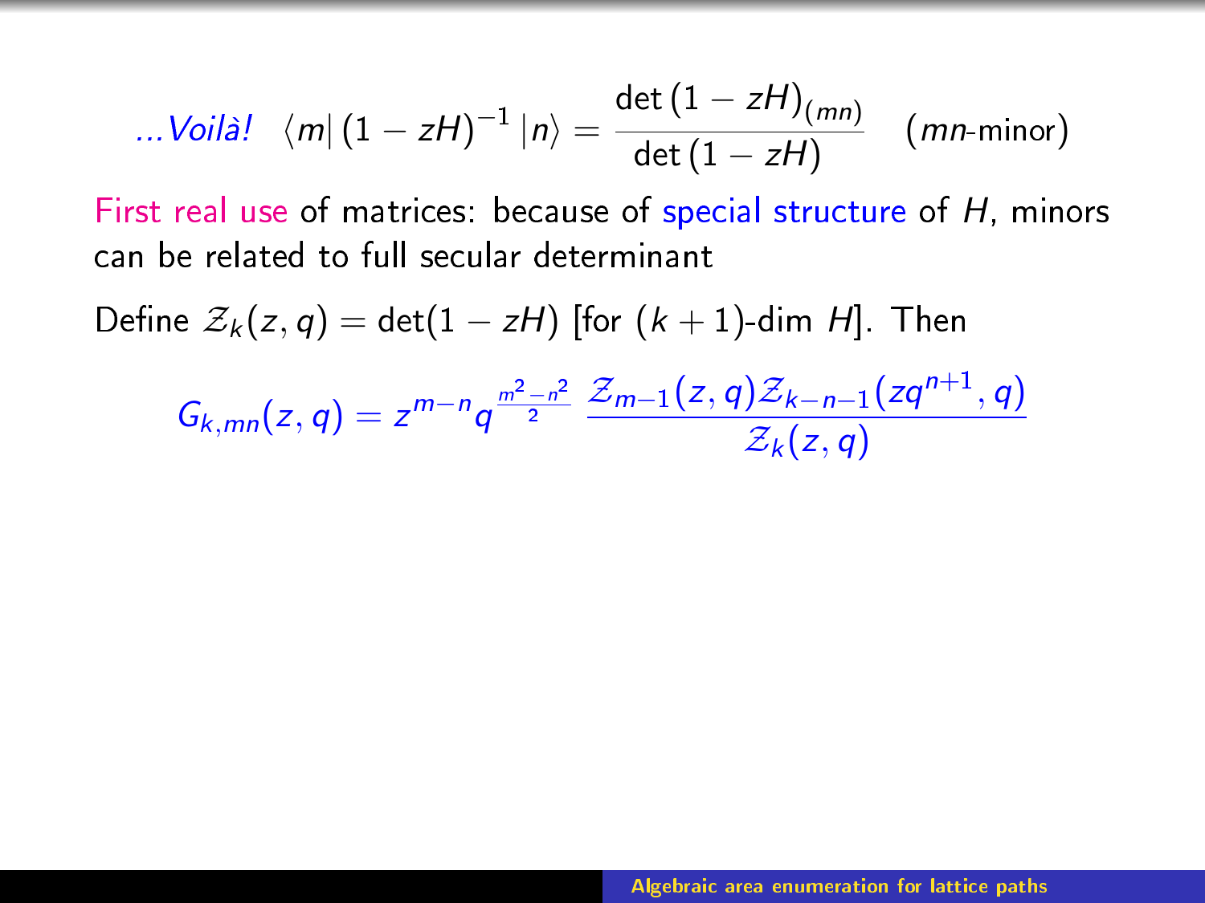*...Voilà!* $\langle m| (1 - zH)^{-1} |n\rangle = \dfrac{\det (1 - zH)_{(mn)}}{\det (1 - zH)}$ ($mn$-minor)

First real use of matrices: because of special structure of $H$, minors can be related to full secular determinant

Define $\mathcal{Z}_k(z, q) = \det(1 - zH)$ [for $(k + 1)$-dim $H$]. Then

$$G_{k,mn}(z, q) = z^{m-n} q^{\frac{m^2-n^2}{2}} \, \frac{\mathcal{Z}_{m-1}(z, q)\mathcal{Z}_{k-n-1}(zq^{n+1}, q)}{\mathcal{Z}_k(z, q)}$$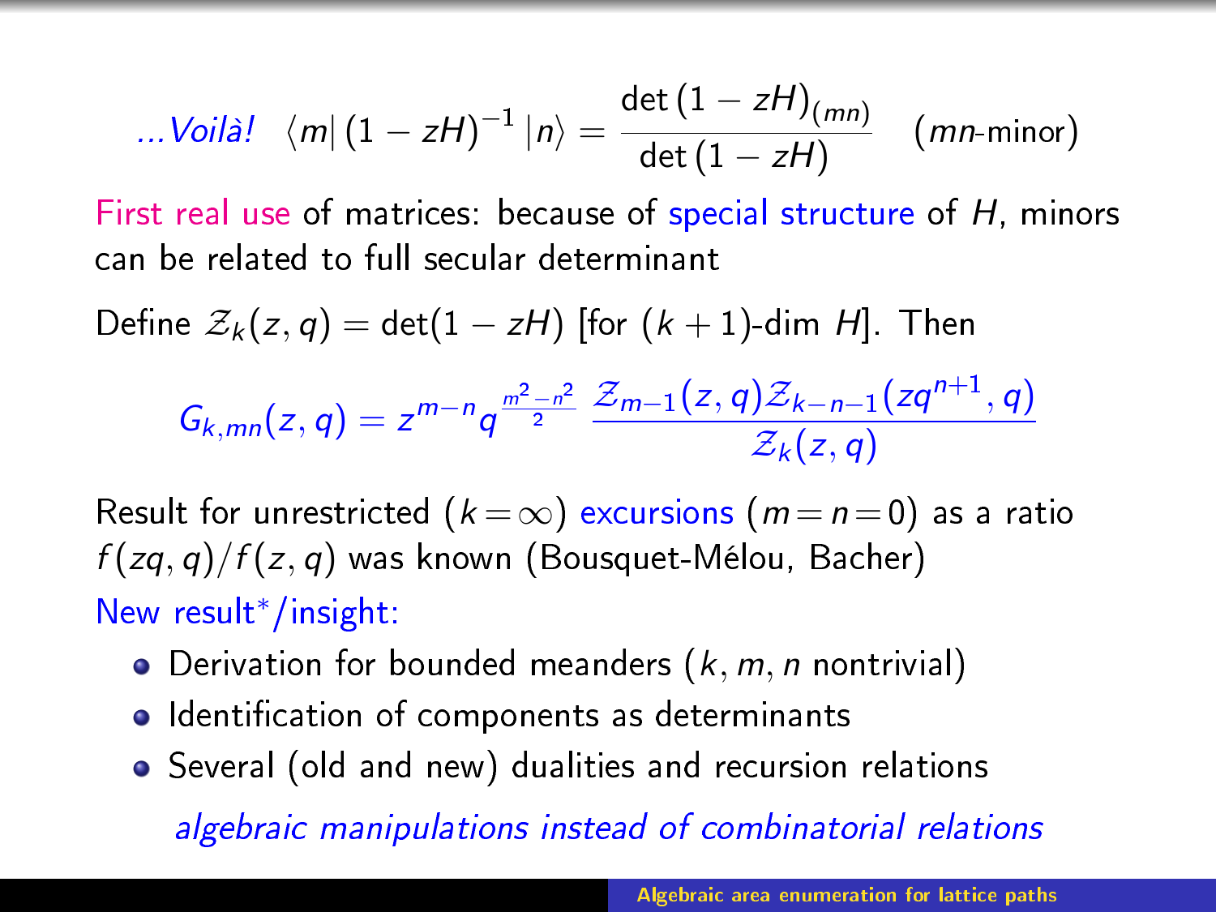*...Voilà!* $\langle m | (1 - zH)^{-1} | n \rangle = \dfrac{\det(1 - zH)_{(mn)}}{\det(1 - zH)}$ ($mn$-minor)

First real use of matrices: because of special structure of $H$, minors can be related to full secular determinant

Define $\mathcal{Z}_k(z, q) = \det(1 - zH)$ [for $(k+1)$-dim $H$]. Then

$$G_{k,mn}(z, q) = z^{m-n} q^{\frac{m^2 - n^2}{2}} \frac{\mathcal{Z}_{m-1}(z, q) \mathcal{Z}_{k-n-1}(zq^{n+1}, q)}{\mathcal{Z}_k(z, q)}$$

Result for unrestricted ($k = \infty$) excursions ($m = n = 0$) as a ratio $f(zq, q)/f(z, q)$ was known (Bousquet-Mélou, Bacher)

New result*/insight:

- Derivation for bounded meanders ($k, m, n$ nontrivial)
- Identification of components as determinants
- Several (old and new) dualities and recursion relations

*algebraic manipulations instead of combinatorial relations*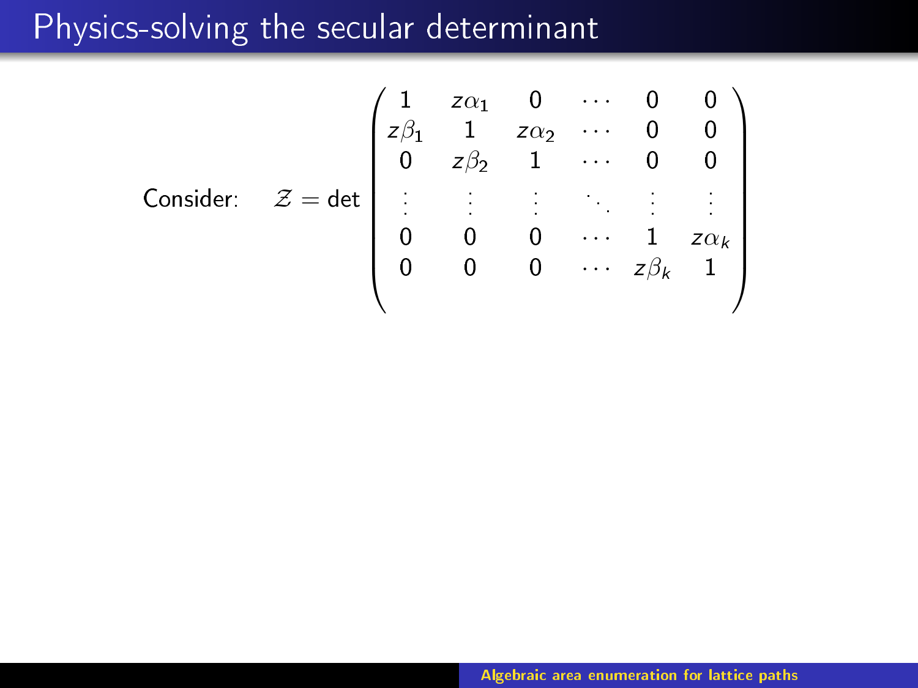# Physics-solving the secular determinant

Consider: $$\mathcal{Z} = \det \begin{pmatrix} 1 & z\alpha_1 & 0 & \cdots & 0 & 0 \\ z\beta_1 & 1 & z\alpha_2 & \cdots & 0 & 0 \\ 0 & z\beta_2 & 1 & \cdots & 0 & 0 \\ \vdots & \vdots & \vdots & \ddots & \vdots & \vdots \\ 0 & 0 & 0 & \cdots & 1 & z\alpha_k \\ 0 & 0 & 0 & \cdots & z\beta_k & 1 \end{pmatrix}$$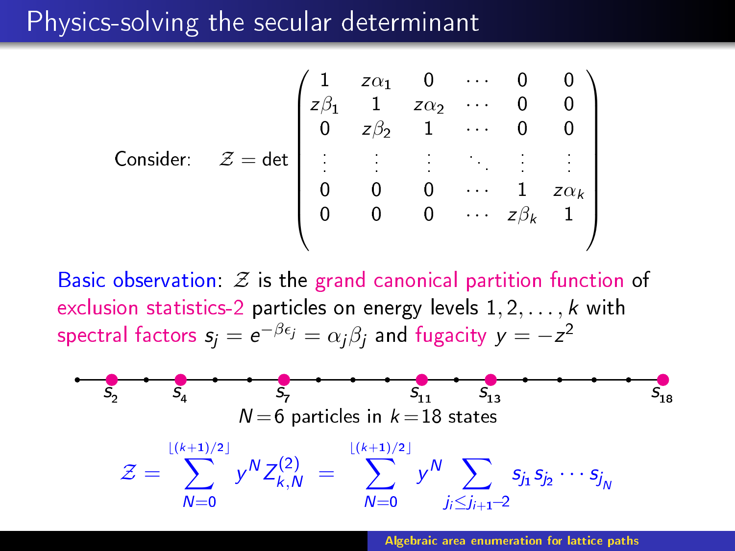# Physics-solving the secular determinant

Consider:

$$\mathcal{Z} = \det \begin{pmatrix} 1 & z\alpha_1 & 0 & \cdots & 0 & 0 \\ z\beta_1 & 1 & z\alpha_2 & \cdots & 0 & 0 \\ 0 & z\beta_2 & 1 & \cdots & 0 & 0 \\ \vdots & \vdots & \vdots & \ddots & \vdots & \vdots \\ 0 & 0 & 0 & \cdots & 1 & z\alpha_k \\ 0 & 0 & 0 & \cdots & z\beta_k & 1 \end{pmatrix}$$

Basic observation: $\mathcal{Z}$ is the grand canonical partition function of exclusion statistics-2 particles on energy levels $1, 2, \ldots, k$ with spectral factors $s_j = e^{-\beta\epsilon_j} = \alpha_j\beta_j$ and fugacity $y = -z^2$

$s_2$ $s_4$ $s_7$ $s_{11}$ $s_{13}$ $s_{18}$

$N = 6$ particles in $k = 18$ states

$$\mathcal{Z} = \sum_{N=0}^{\lfloor (k+1)/2 \rfloor} y^N Z_{k,N}^{(2)} = \sum_{N=0}^{\lfloor (k+1)/2 \rfloor} y^N \sum_{j_i \le j_{i+1}-2} s_{j_1} s_{j_2} \cdots s_{j_N}$$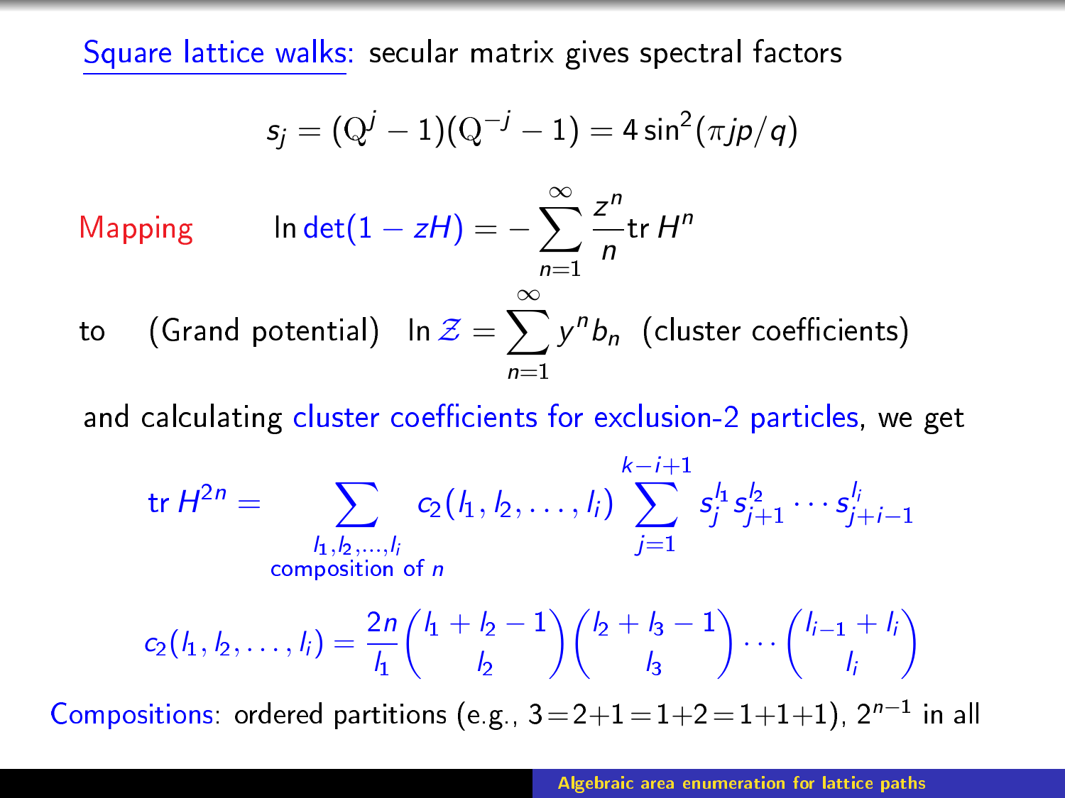## Square lattice walks: secular matrix gives spectral factors

$$s_j = (\mathrm{Q}^j - 1)(\mathrm{Q}^{-j} - 1) = 4\sin^2(\pi j p/q)$$

Mapping $\ln \det(1 - zH) = -\sum_{n=1}^{\infty} \frac{z^n}{n} \mathrm{tr}\, H^n$

to (Grand potential) $\ln \mathcal{Z} = \sum_{n=1}^{\infty} y^n b_n$ (cluster coefficients)

and calculating cluster coefficients for exclusion-2 particles, we get

$$\mathrm{tr}\, H^{2n} = \sum_{\substack{l_1, l_2, \ldots, l_i \\ \text{composition of } n}} c_2(l_1, l_2, \ldots, l_i) \sum_{j=1}^{k-i+1} s_j^{l_1} s_{j+1}^{l_2} \cdots s_{j+i-1}^{l_i}$$

$$c_2(l_1, l_2, \ldots, l_i) = \frac{2n}{l_1} \binom{l_1 + l_2 - 1}{l_2} \binom{l_2 + l_3 - 1}{l_3} \cdots \binom{l_{i-1} + l_i}{l_i}$$

Compositions: ordered partitions (e.g., $3=2+1=1+2=1+1+1$), $2^{n-1}$ in all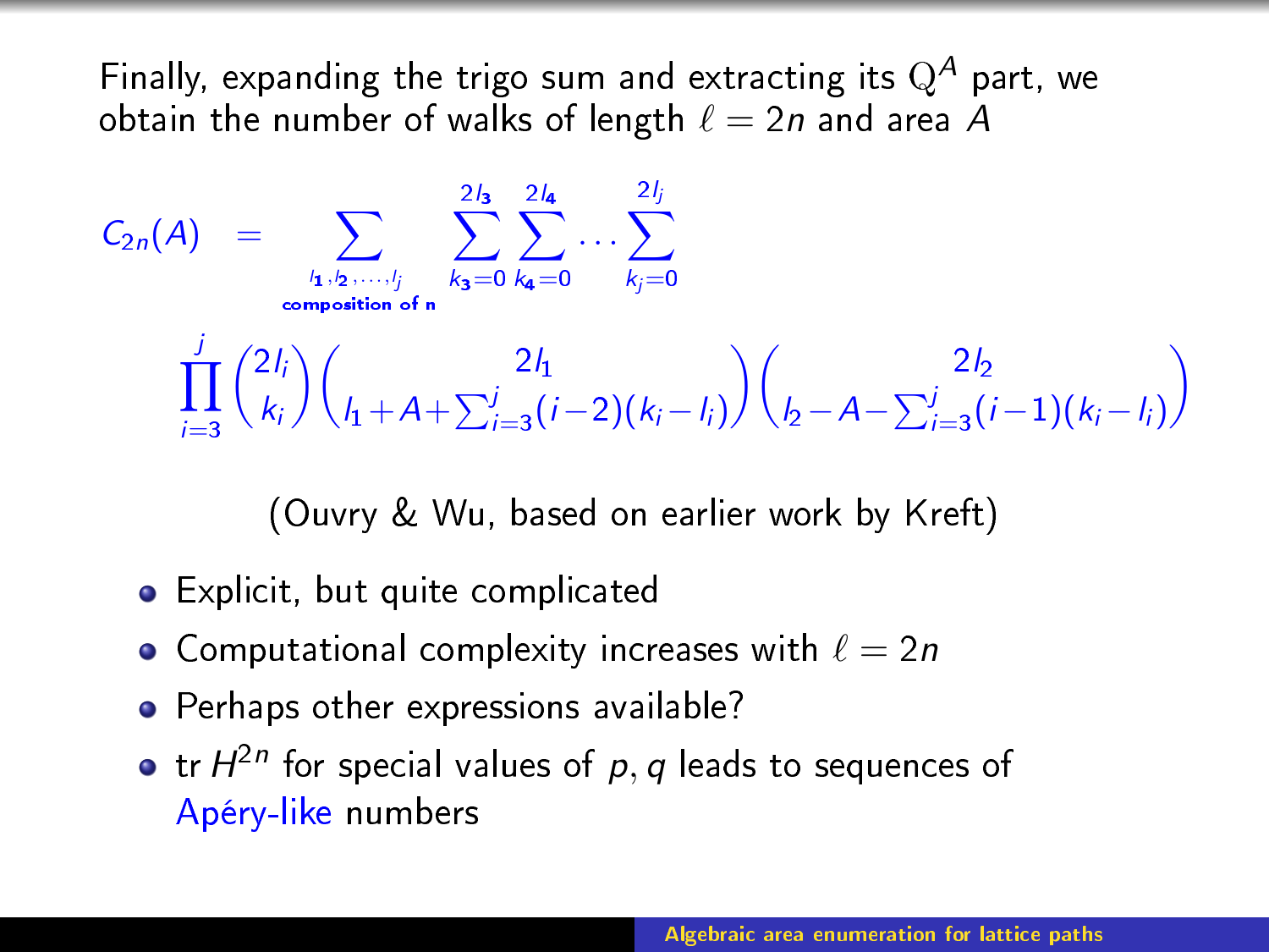Finally, expanding the trigo sum and extracting its $\mathrm{Q}^A$ part, we obtain the number of walks of length $\ell = 2n$ and area $A$

$$
C_{2n}(A) = \sum_{\substack{l_1, l_2, \dots, l_j \\ \text{composition of n}}} \sum_{k_3=0}^{2l_3} \sum_{k_4=0}^{2l_4} \cdots \sum_{k_j=0}^{2l_j} \prod_{i=3}^{j} \binom{2l_i}{k_i} \binom{2l_1}{l_1 + A + \sum_{i=3}^{j}(i-2)(k_i - l_i)} \binom{2l_2}{l_2 - A - \sum_{i=3}^{j}(i-1)(k_i - l_i)}
$$

(Ouvry & Wu, based on earlier work by Kreft)

- Explicit, but quite complicated
- Computational complexity increases with $\ell = 2n$
- Perhaps other expressions available?
- tr $H^{2n}$ for special values of $p, q$ leads to sequences of Apéry-like numbers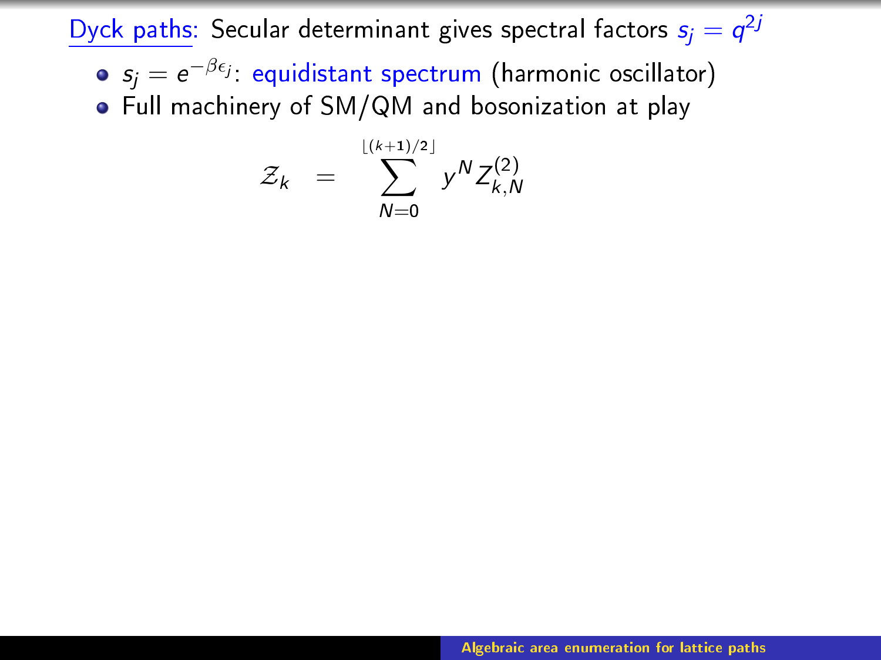## Dyck paths: Secular determinant gives spectral factors $s_j = q^{2j}$

- $s_j = e^{-\beta \epsilon_j}$: equidistant spectrum (harmonic oscillator)
- Full machinery of SM/QM and bosonization at play

$$\mathcal{Z}_k \;=\; \sum_{N=0}^{\lfloor (k+1)/2 \rfloor} y^N Z_{k,N}^{(2)}$$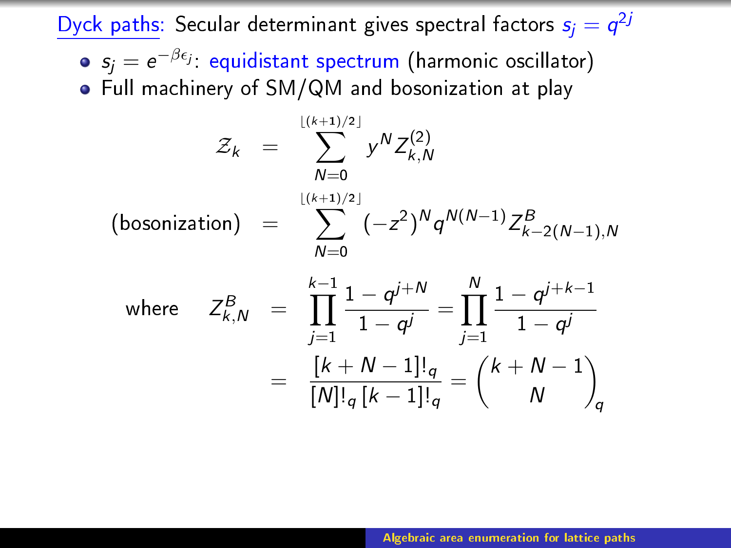## Dyck paths: Secular determinant gives spectral factors $s_j = q^{2j}$

- $s_j = e^{-\beta \epsilon_j}$: equidistant spectrum (harmonic oscillator)
- Full machinery of SM/QM and bosonization at play

$$
\begin{aligned}
\mathcal{Z}_k &= \sum_{N=0}^{\lfloor (k+1)/2 \rfloor} y^N Z^{(2)}_{k,N} \\
\text{(bosonization)} &= \sum_{N=0}^{\lfloor (k+1)/2 \rfloor} (-z^2)^N q^{N(N-1)} Z^B_{k-2(N-1),N}
\end{aligned}
$$

$$
\begin{aligned}
\text{where} \quad Z^B_{k,N} &= \prod_{j=1}^{k-1} \frac{1-q^{j+N}}{1-q^j} = \prod_{j=1}^{N} \frac{1-q^{j+k-1}}{1-q^j} \\
&= \frac{[k+N-1]!_q}{[N]!_q \, [k-1]!_q} = \binom{k+N-1}{N}_q
\end{aligned}
$$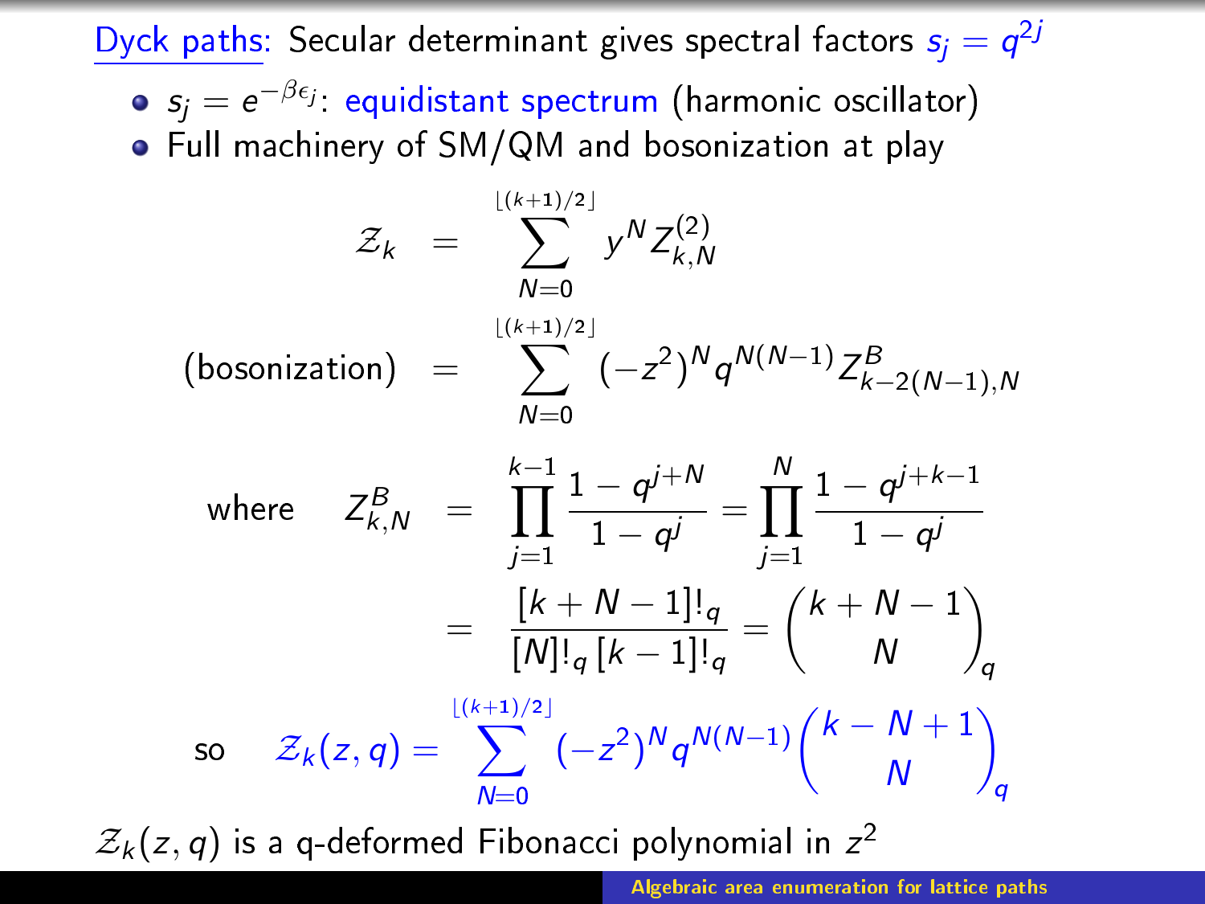## Dyck paths: Secular determinant gives spectral factors $s_j = q^{2j}$

- $s_j = e^{-\beta\epsilon_j}$: equidistant spectrum (harmonic oscillator)
- Full machinery of SM/QM and bosonization at play

$$
\begin{aligned}
\mathcal{Z}_k &= \sum_{N=0}^{\lfloor (k+1)/2 \rfloor} y^N Z^{(2)}_{k,N} \\
\text{(bosonization)} &= \sum_{N=0}^{\lfloor (k+1)/2 \rfloor} (-z^2)^N q^{N(N-1)} Z^B_{k-2(N-1),N}
\end{aligned}
$$

$$
\begin{aligned}
\text{where} \quad Z^B_{k,N} &= \prod_{j=1}^{k-1} \frac{1-q^{j+N}}{1-q^j} = \prod_{j=1}^{N} \frac{1-q^{j+k-1}}{1-q^j} \\
&= \frac{[k+N-1]!_q}{[N]!_q\,[k-1]!_q} = \binom{k+N-1}{N}_q
\end{aligned}
$$

$$
\text{so} \quad \mathcal{Z}_k(z,q) = \sum_{N=0}^{\lfloor (k+1)/2 \rfloor} (-z^2)^N q^{N(N-1)} \binom{k-N+1}{N}_q
$$

$\mathcal{Z}_k(z,q)$ is a q-deformed Fibonacci polynomial in $z^2$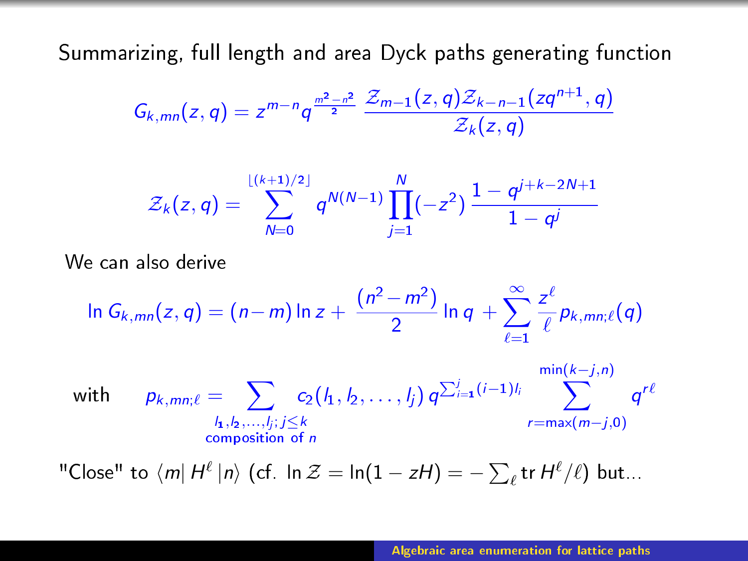Summarizing, full length and area Dyck paths generating function

$$G_{k,mn}(z,q) = z^{m-n} q^{\frac{m^2-n^2}{2}} \, \frac{\mathcal{Z}_{m-1}(z,q)\mathcal{Z}_{k-n-1}(zq^{n+1},q)}{\mathcal{Z}_k(z,q)}$$

$$\mathcal{Z}_k(z,q) = \sum_{N=0}^{\lfloor (k+1)/2 \rfloor} q^{N(N-1)} \prod_{j=1}^{N} (-z^2) \, \frac{1-q^{j+k-2N+1}}{1-q^j}$$

We can also derive

$$\ln G_{k,mn}(z,q) = (n-m)\ln z + \frac{(n^2-m^2)}{2} \ln q + \sum_{\ell=1}^{\infty} \frac{z^\ell}{\ell} p_{k,mn;\ell}(q)$$

with $$p_{k,mn;\ell} = \sum_{\substack{l_1,l_2,\ldots,l_j;\, j \le k \\ \text{composition of } n}} c_2(l_1,l_2,\ldots,l_j)\, q^{\sum_{i=1}^{j}(i-1)l_i} \sum_{r=\max(m-j,0)}^{\min(k-j,n)} q^{r\ell}$$

"Close" to $\langle m| H^\ell |n\rangle$ (cf. $\ln \mathcal{Z} = \ln(1-zH) = -\sum_\ell \operatorname{tr} H^\ell/\ell$) but...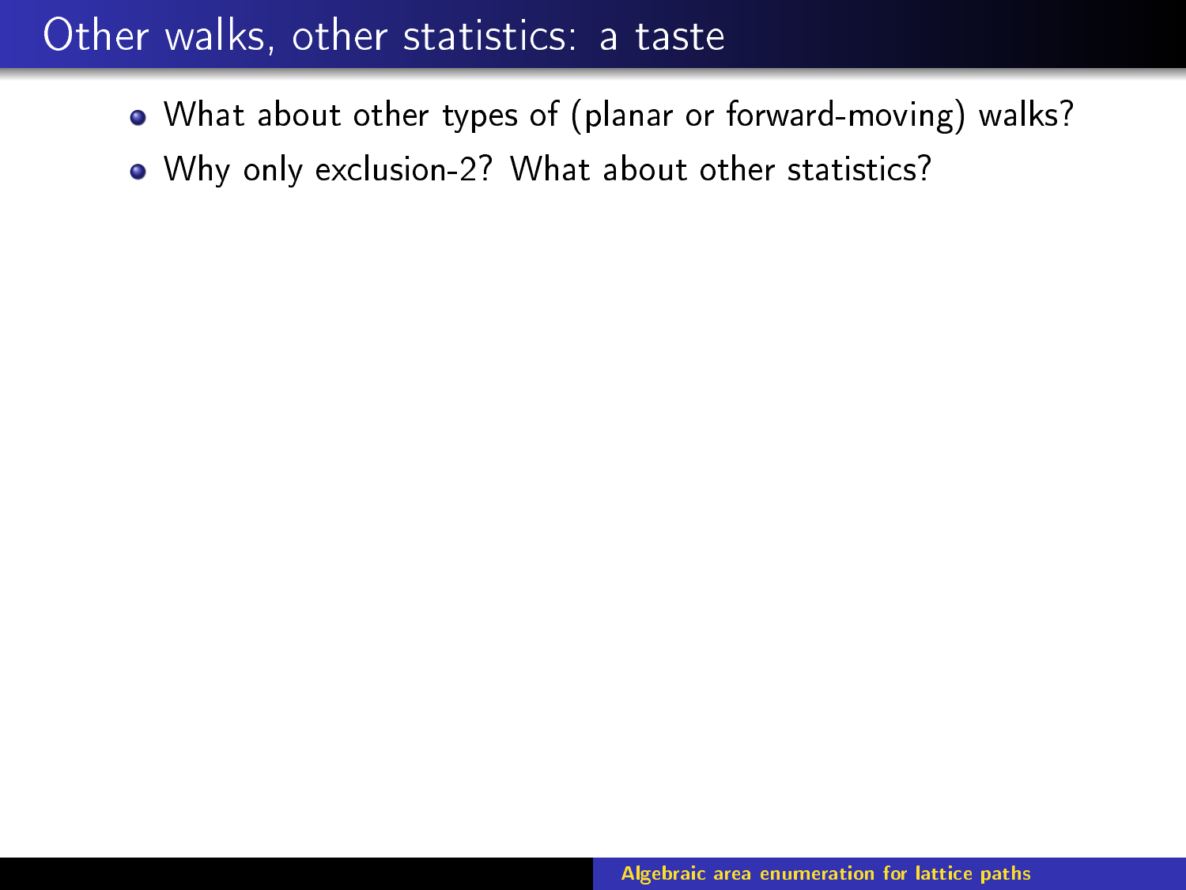# Other walks, other statistics: a taste

- What about other types of (planar or forward-moving) walks?
- Why only exclusion-2? What about other statistics?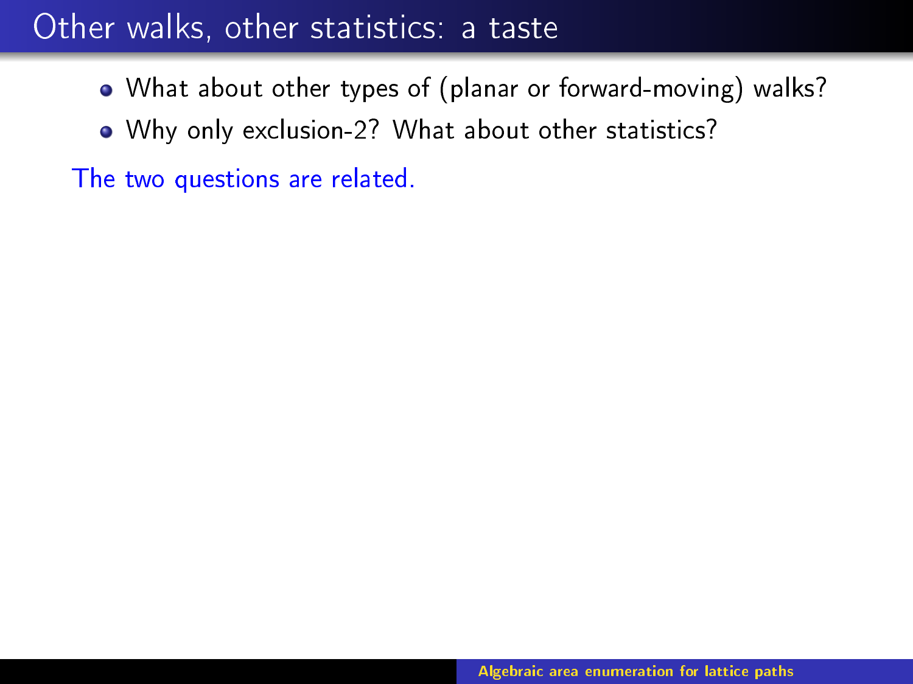# Other walks, other statistics: a taste

- What about other types of (planar or forward-moving) walks?
- Why only exclusion-2? What about other statistics?

The two questions are related.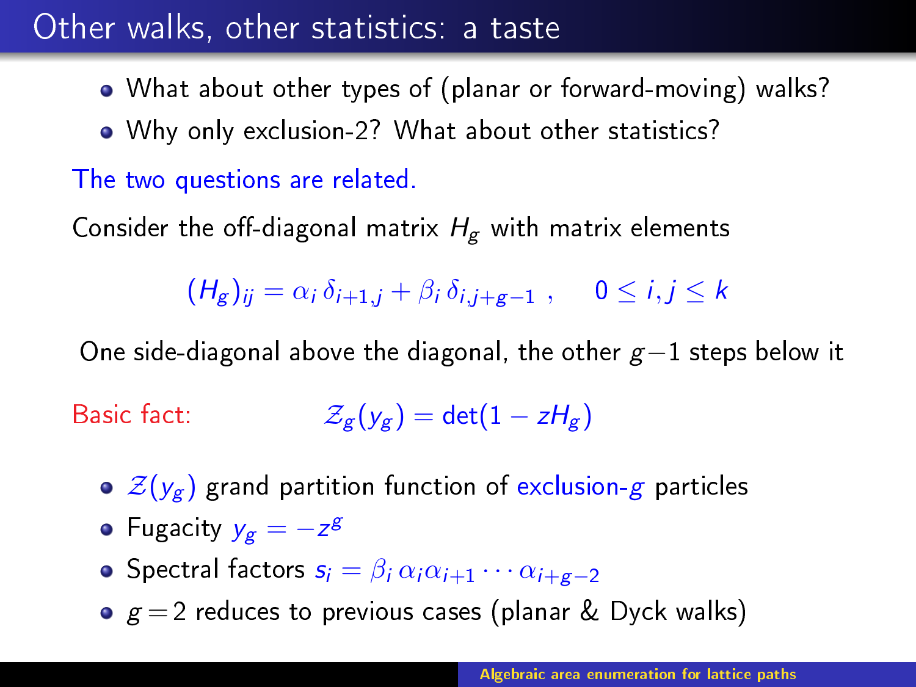# Other walks, other statistics: a taste

- What about other types of (planar or forward-moving) walks?
- Why only exclusion-2? What about other statistics?

The two questions are related.

Consider the off-diagonal matrix $H_g$ with matrix elements

$$(H_g)_{ij} = \alpha_i \, \delta_{i+1,j} + \beta_i \, \delta_{i,j+g-1} \ , \quad 0 \le i,j \le k$$

One side-diagonal above the diagonal, the other $g-1$ steps below it

Basic fact: $\mathcal{Z}_g(y_g) = \det(1 - zH_g)$

- $\mathcal{Z}(y_g)$ grand partition function of exclusion-$g$ particles
- Fugacity $y_g = -z^g$
- Spectral factors $s_i = \beta_i \, \alpha_i \alpha_{i+1} \cdots \alpha_{i+g-2}$
- $g = 2$ reduces to previous cases (planar & Dyck walks)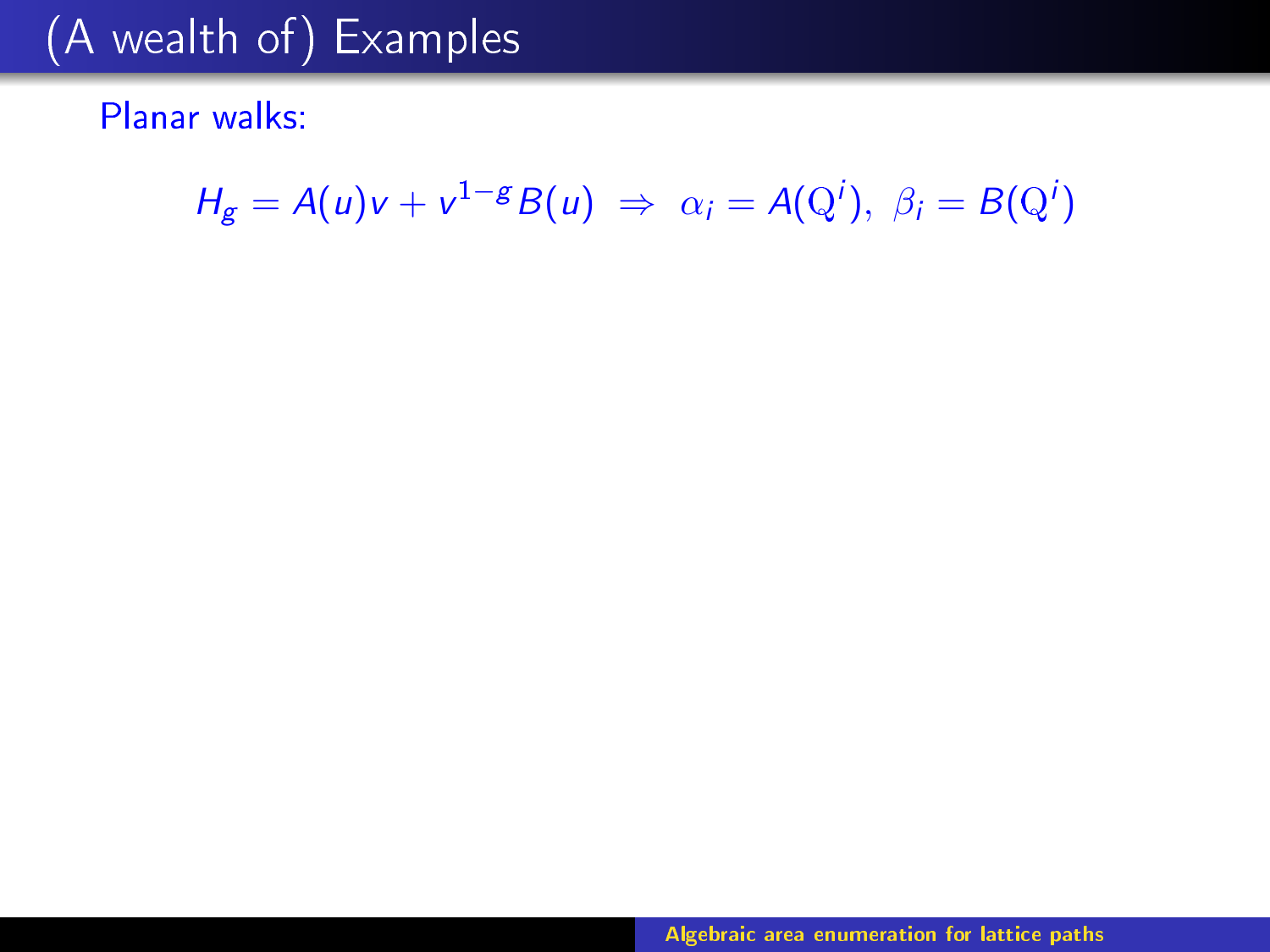# (A wealth of) Examples

Planar walks:

$$H_g = A(u)v + v^{1-g}B(u) \;\Rightarrow\; \alpha_i = A(\mathrm{Q}^i),\; \beta_i = B(\mathrm{Q}^i)$$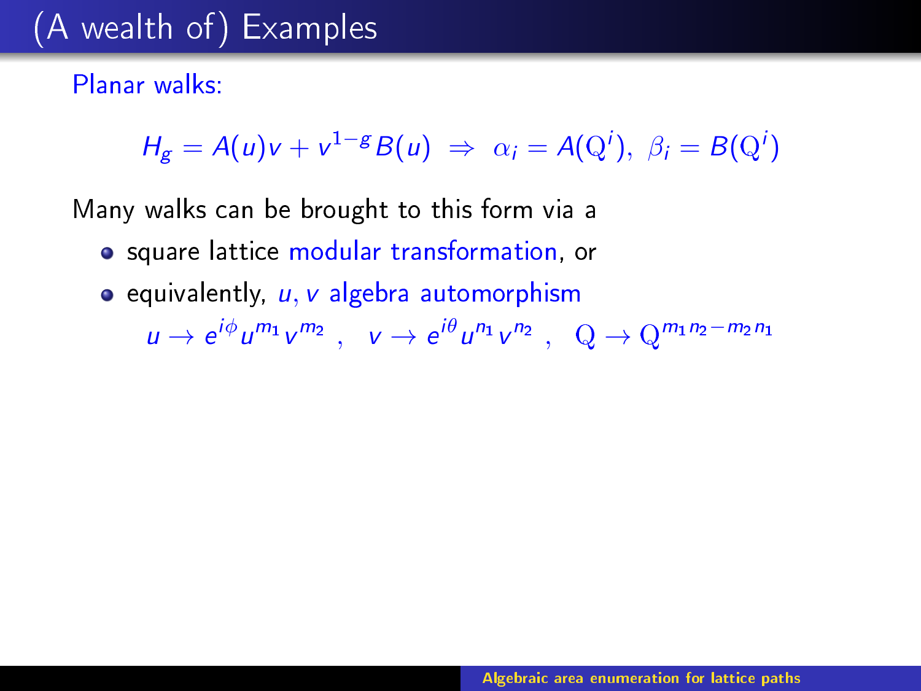# (A wealth of) Examples

Planar walks:

$$H_g = A(u)v + v^{1-g}B(u) \;\Rightarrow\; \alpha_i = A(\mathrm{Q}^i),\; \beta_i = B(\mathrm{Q}^i)$$

Many walks can be brought to this form via a

- square lattice modular transformation, or
- equivalently, $u, v$ algebra automorphism

  $$u \to e^{i\phi}u^{m_1}v^{m_2} \;,\quad v \to e^{i\theta}u^{n_1}v^{n_2} \;,\quad \mathrm{Q} \to \mathrm{Q}^{m_1 n_2 - m_2 n_1}$$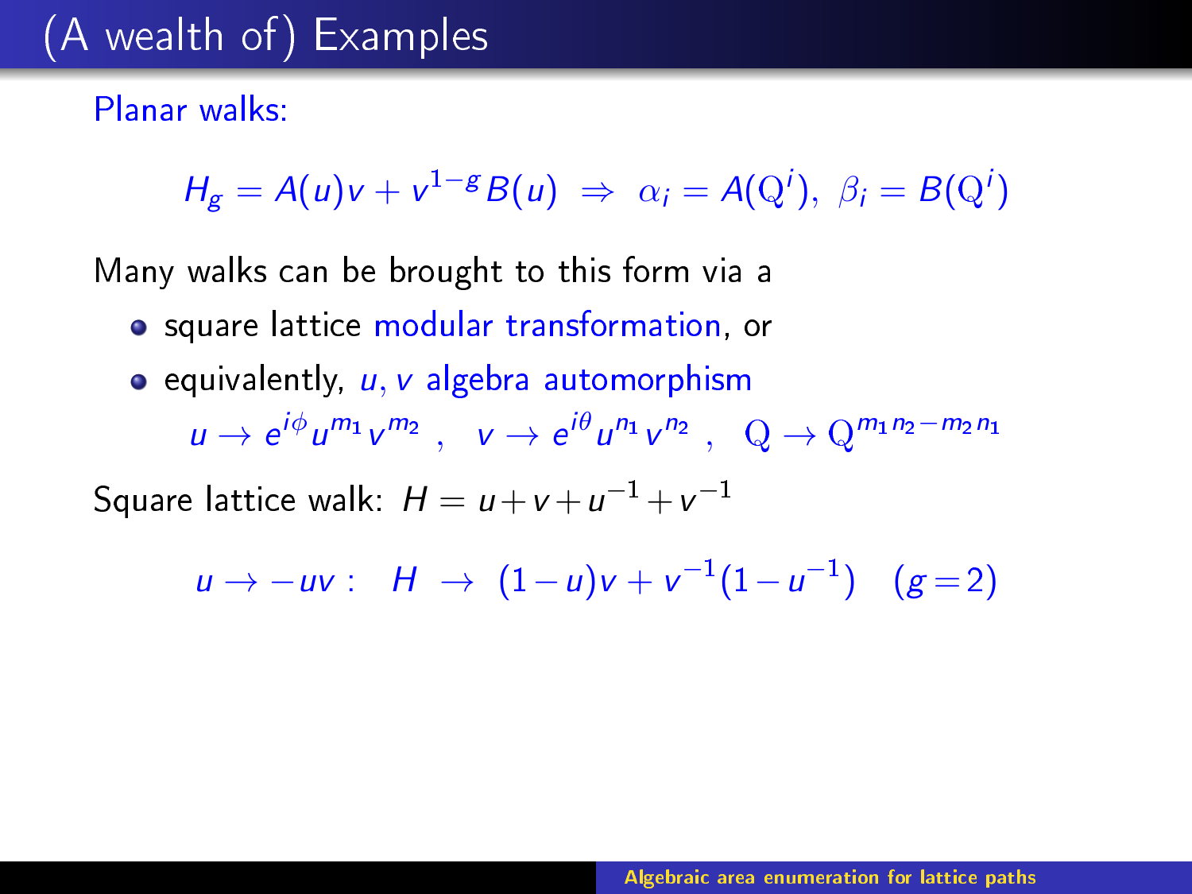# (A wealth of) Examples

Planar walks:

$$H_g = A(u)v + v^{1-g}B(u) \;\Rightarrow\; \alpha_i = A(\mathrm{Q}^i),\; \beta_i = B(\mathrm{Q}^i)$$

Many walks can be brought to this form via a

- square lattice modular transformation, or
- equivalently, $u, v$ algebra automorphism

$$u \to e^{i\phi} u^{m_1} v^{m_2} \;,\quad v \to e^{i\theta} u^{n_1} v^{n_2} \;,\quad \mathrm{Q} \to \mathrm{Q}^{m_1 n_2 - m_2 n_1}$$

Square lattice walk: $H = u + v + u^{-1} + v^{-1}$

$$u \to -uv : \quad H \;\to\; (1-u)v + v^{-1}(1-u^{-1}) \quad (g=2)$$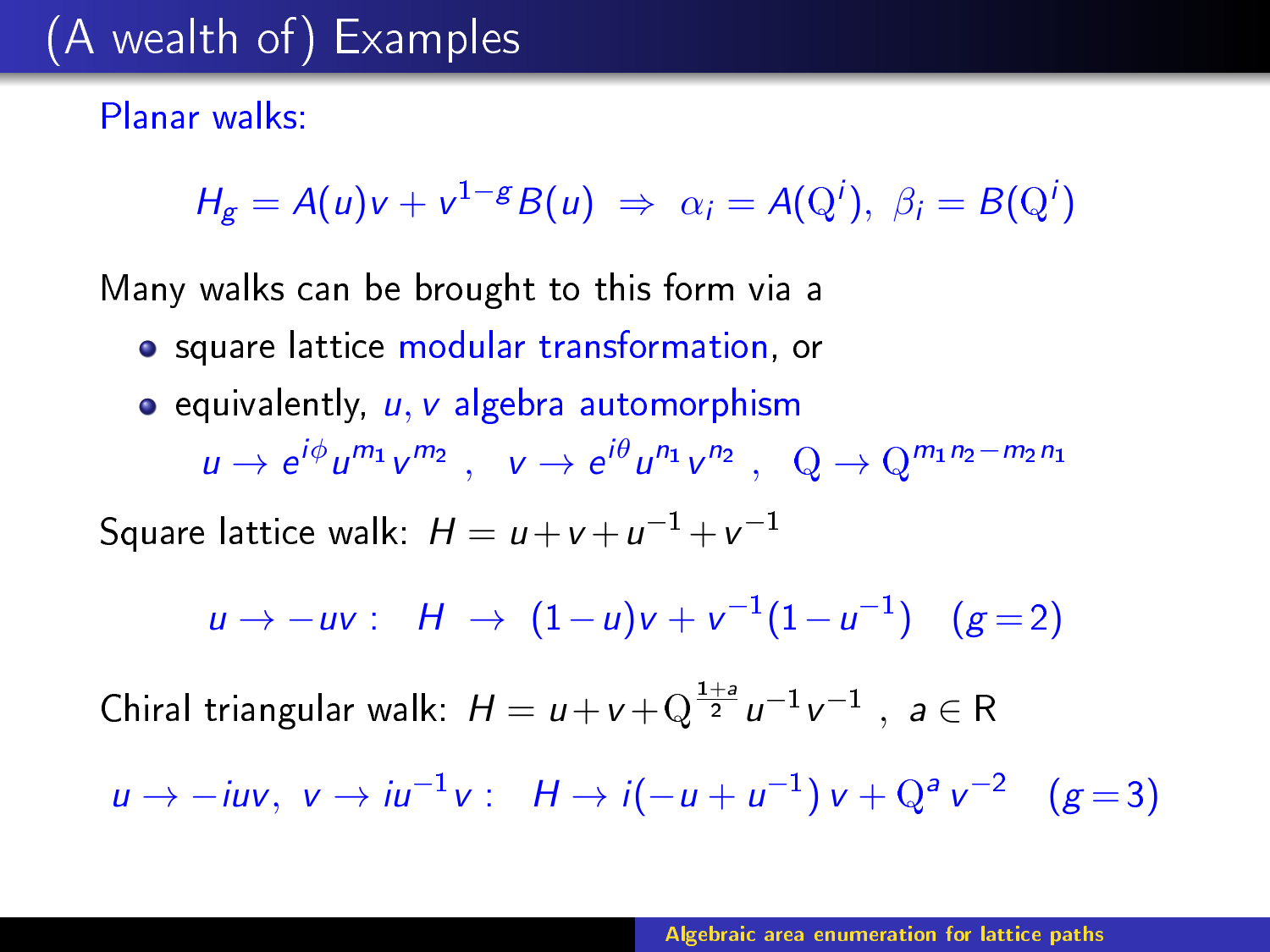# (A wealth of) Examples

Planar walks:

$$H_g = A(u)v + v^{1-g}B(u) \;\Rightarrow\; \alpha_i = A(\mathrm{Q}^i),\; \beta_i = B(\mathrm{Q}^i)$$

Many walks can be brought to this form via a

- square lattice modular transformation, or
- equivalently, $u, v$ algebra automorphism

$$u \to e^{i\phi} u^{m_1} v^{m_2} \;,\quad v \to e^{i\theta} u^{n_1} v^{n_2} \;,\quad \mathrm{Q} \to \mathrm{Q}^{m_1 n_2 - m_2 n_1}$$

Square lattice walk: $H = u + v + u^{-1} + v^{-1}$

$$u \to -uv : \quad H \;\to\; (1-u)v + v^{-1}(1-u^{-1}) \quad (g=2)$$

Chiral triangular walk: $H = u + v + \mathrm{Q}^{\frac{1+a}{2}} u^{-1} v^{-1}$ , $a \in \mathrm{R}$

$$u \to -iuv,\; v \to iu^{-1}v : \quad H \to i(-u + u^{-1})\,v + \mathrm{Q}^a\, v^{-2} \quad (g=3)$$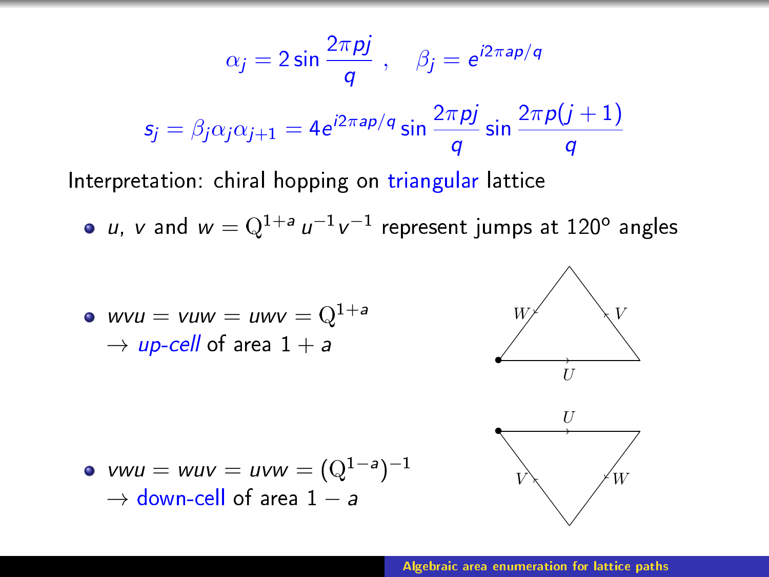$$\alpha_j = 2\sin\frac{2\pi pj}{q} \;, \quad \beta_j = e^{i2\pi ap/q}$$

$$s_j = \beta_j \alpha_j \alpha_{j+1} = 4e^{i2\pi ap/q} \sin\frac{2\pi pj}{q} \sin\frac{2\pi p(j+1)}{q}$$

Interpretation: chiral hopping on triangular lattice

- $u$, $v$ and $w = \mathrm{Q}^{1+a}\, u^{-1} v^{-1}$ represent jumps at 120° angles

- $wvu = vuw = uwv = \mathrm{Q}^{1+a}$
  $\to$ *up-cell* of area $1 + a$

- $vwu = wuv = uvw = (\mathrm{Q}^{1-a})^{-1}$
  $\to$ down-cell of area $1 - a$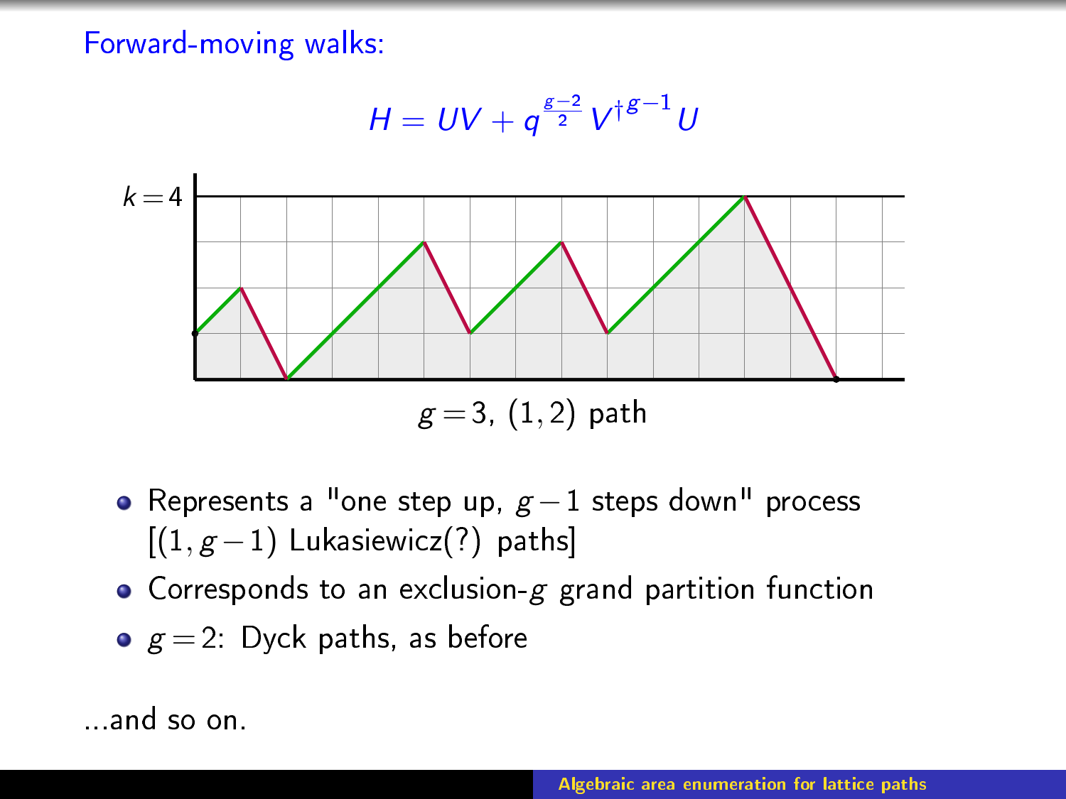Forward-moving walks:

$$H = UV + q^{\frac{g-2}{2}} V^{\dagger^{g-1}} U$$

$g = 3$, $(1, 2)$ path

- Represents a "one step up, $g-1$ steps down" process [$(1, g-1)$ Lukasiewicz(?) paths]
- Corresponds to an exclusion-$g$ grand partition function
- $g = 2$: Dyck paths, as before

...and so on.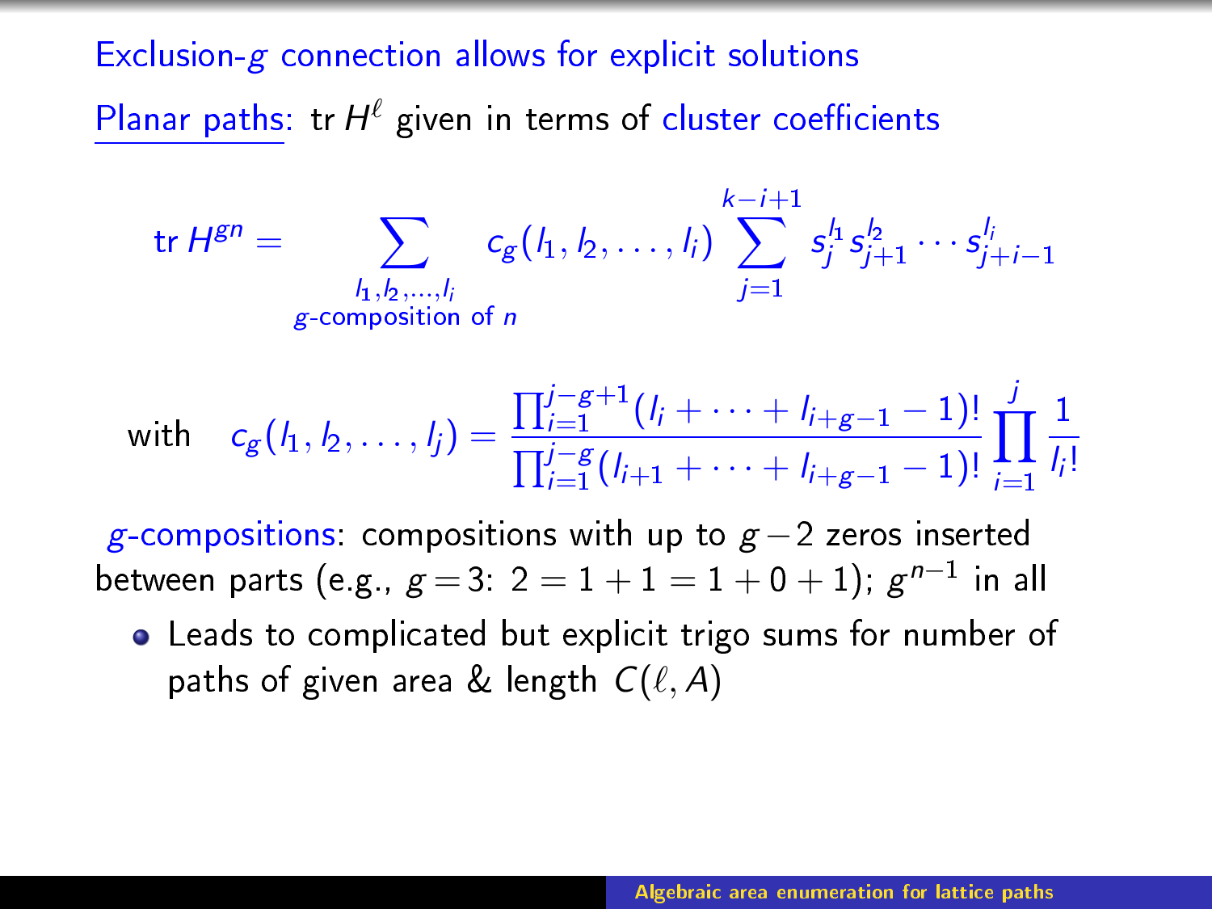## Exclusion-$g$ connection allows for explicit solutions

Planar paths: $\operatorname{tr} H^{\ell}$ given in terms of cluster coefficients

$$
\operatorname{tr} H^{gn} = \sum_{\substack{l_1, l_2, \ldots, l_i \\ g\text{-composition of } n}} c_g(l_1, l_2, \ldots, l_i) \sum_{j=1}^{k-i+1} s_j^{l_1} s_{j+1}^{l_2} \cdots s_{j+i-1}^{l_i}
$$

$$
\text{with} \quad c_g(l_1, l_2, \ldots, l_j) = \frac{\prod_{i=1}^{j-g+1} (l_i + \cdots + l_{i+g-1} - 1)!}{\prod_{i=1}^{j-g} (l_{i+1} + \cdots + l_{i+g-1} - 1)!} \prod_{i=1}^{j} \frac{1}{l_i!}
$$

$g$-compositions: compositions with up to $g-2$ zeros inserted between parts (e.g., $g=3$: $2 = 1+1 = 1+0+1$); $g^{n-1}$ in all

- Leads to complicated but explicit trigo sums for number of paths of given area & length $C(\ell, A)$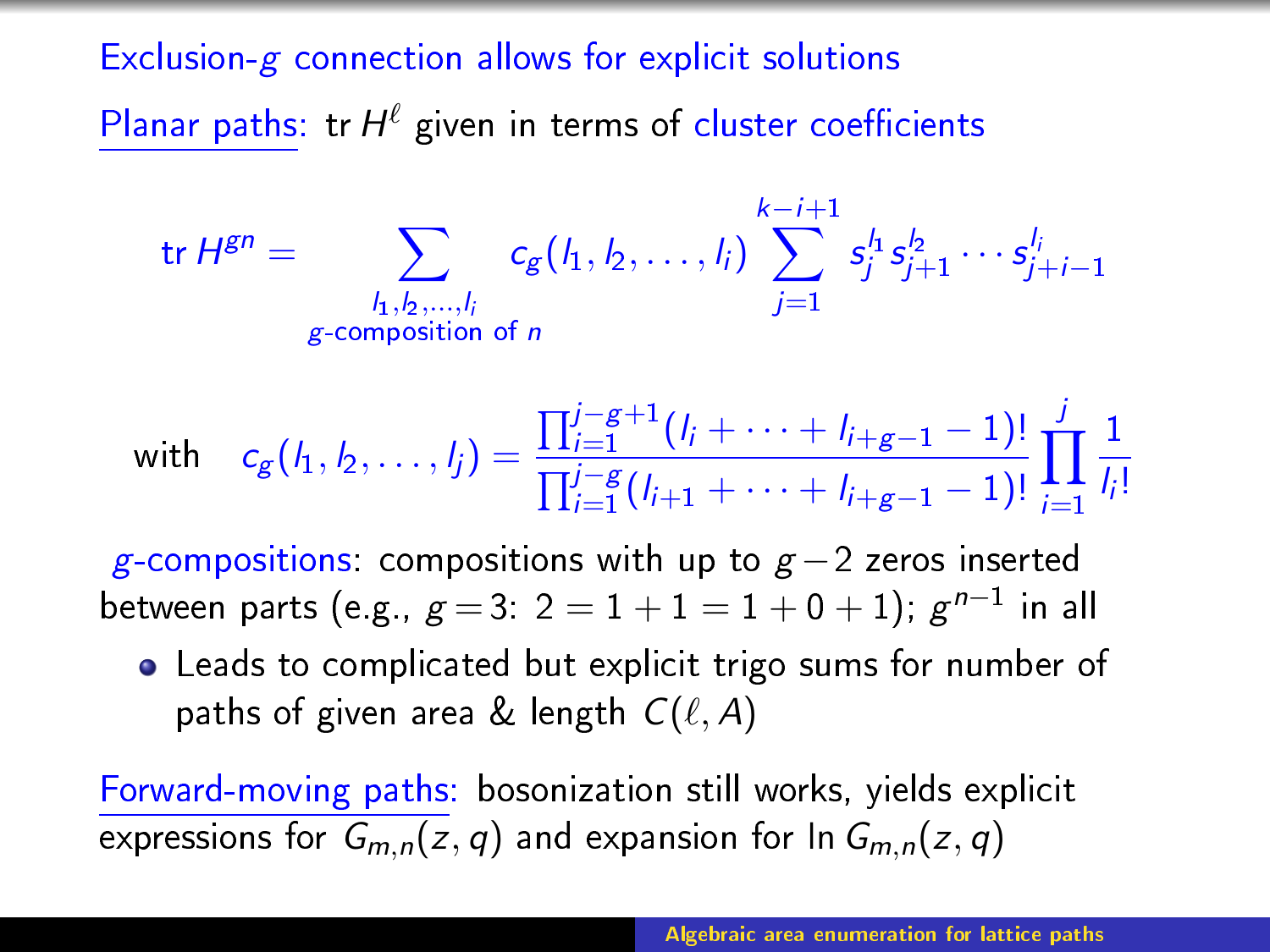# Exclusion-$g$ connection allows for explicit solutions

Planar paths: tr $H^\ell$ given in terms of cluster coefficients

$$\text{tr}\, H^{gn} = \sum_{\substack{l_1, l_2, \ldots, l_i \\ g\text{-composition of } n}} c_g(l_1, l_2, \ldots, l_i) \sum_{j=1}^{k-i+1} s_j^{l_1} s_{j+1}^{l_2} \cdots s_{j+i-1}^{l_i}$$

$$\text{with} \quad c_g(l_1, l_2, \ldots, l_j) = \frac{\prod_{i=1}^{j-g+1} (l_i + \cdots + l_{i+g-1} - 1)!}{\prod_{i=1}^{j-g} (l_{i+1} + \cdots + l_{i+g-1} - 1)!} \prod_{i=1}^{j} \frac{1}{l_i!}$$

$g$-compositions: compositions with up to $g-2$ zeros inserted between parts (e.g., $g=3$: $2 = 1+1 = 1+0+1$); $g^{n-1}$ in all

- Leads to complicated but explicit trigo sums for number of paths of given area & length $C(\ell, A)$

Forward-moving paths: bosonization still works, yields explicit expressions for $G_{m,n}(z,q)$ and expansion for $\ln G_{m,n}(z,q)$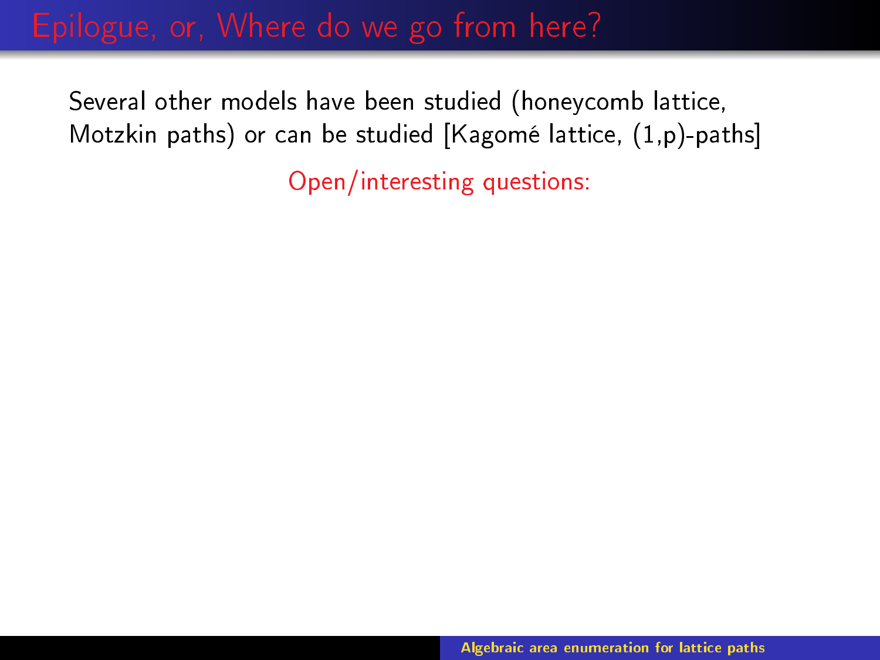# Epilogue, or, Where do we go from here?

Several other models have been studied (honeycomb lattice, Motzkin paths) or can be studied [Kagomé lattice, (1,p)-paths]

Open/interesting questions: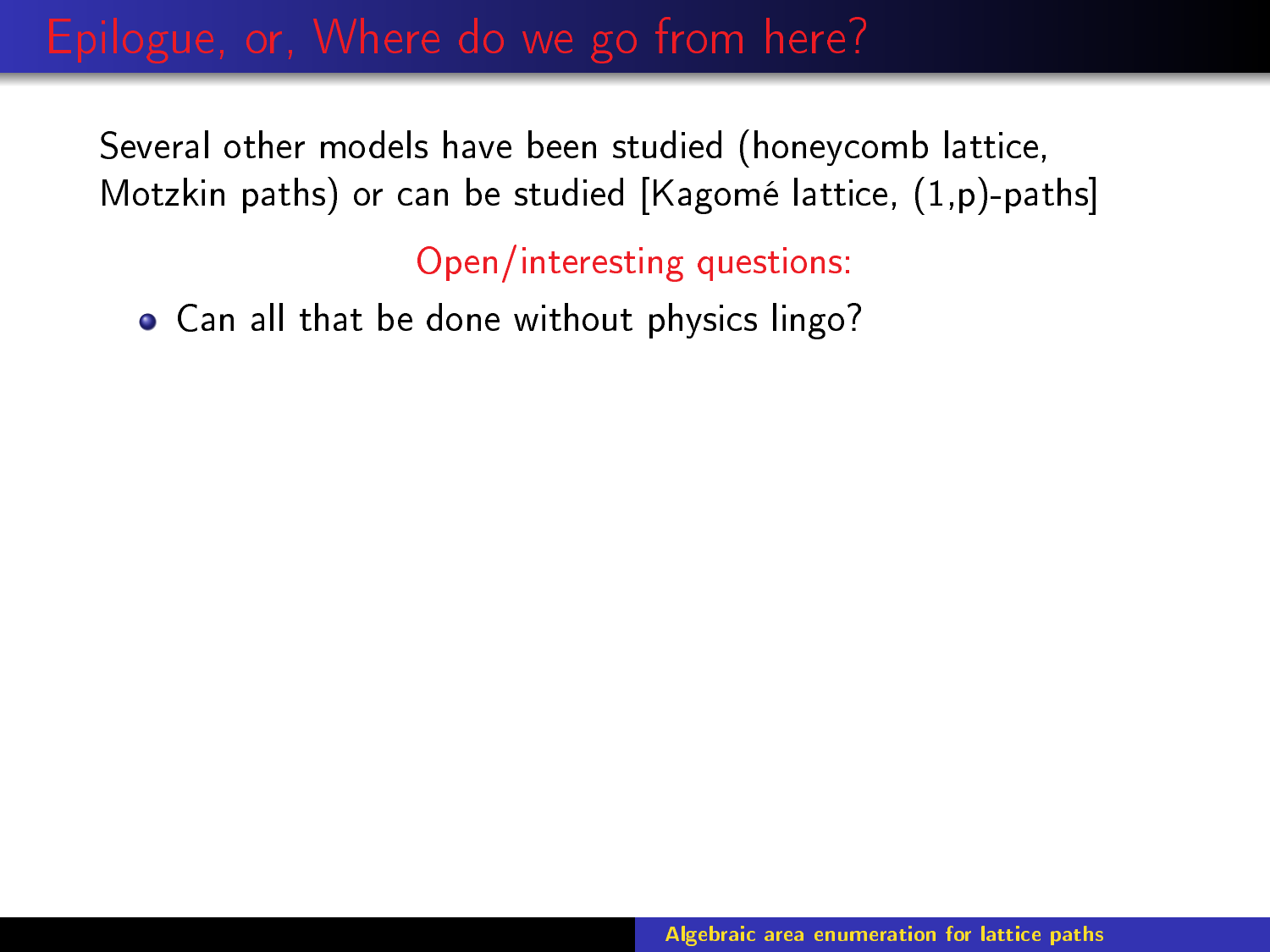# Epilogue, or, Where do we go from here?

Several other models have been studied (honeycomb lattice, Motzkin paths) or can be studied [Kagomé lattice, (1,p)-paths]

Open/interesting questions:

- Can all that be done without physics lingo?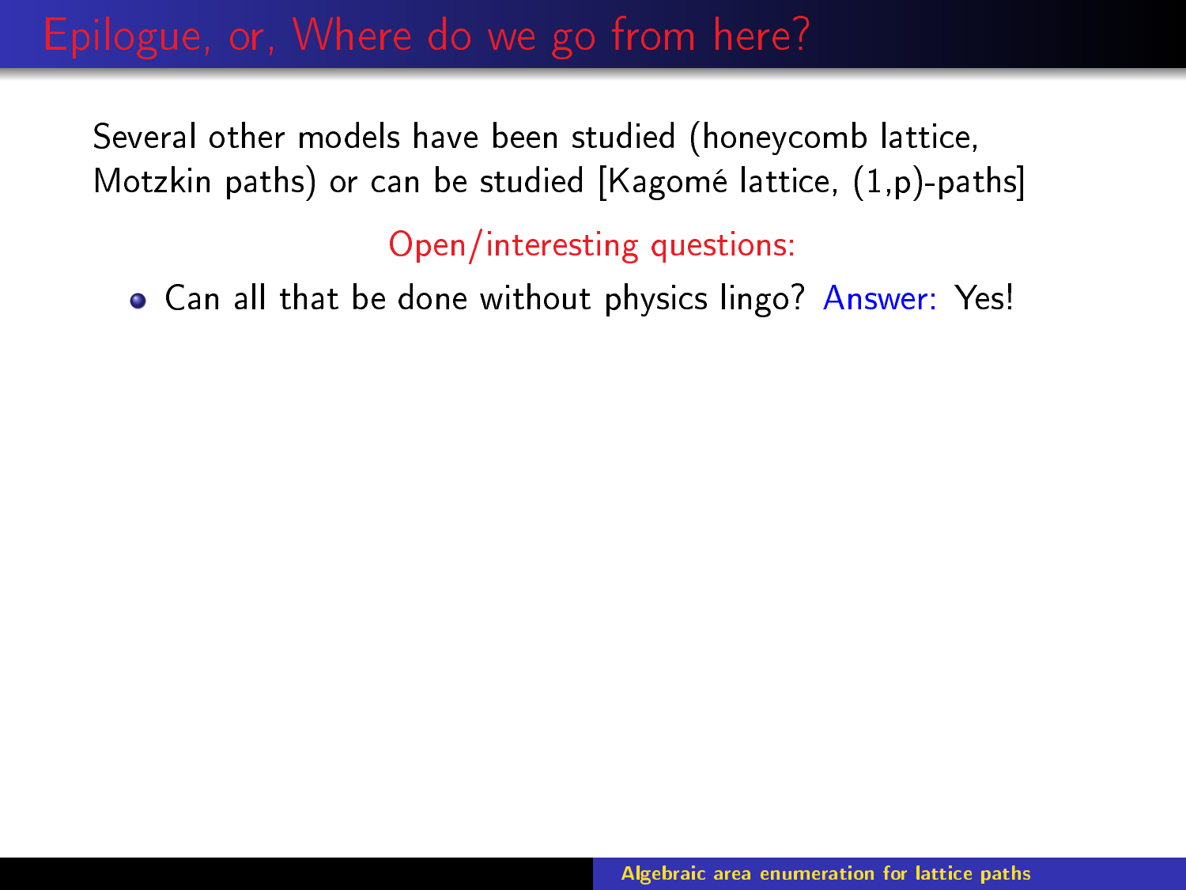# Epilogue, or, Where do we go from here?

Several other models have been studied (honeycomb lattice, Motzkin paths) or can be studied [Kagomé lattice, (1,p)-paths]

Open/interesting questions:

- Can all that be done without physics lingo? Answer: Yes!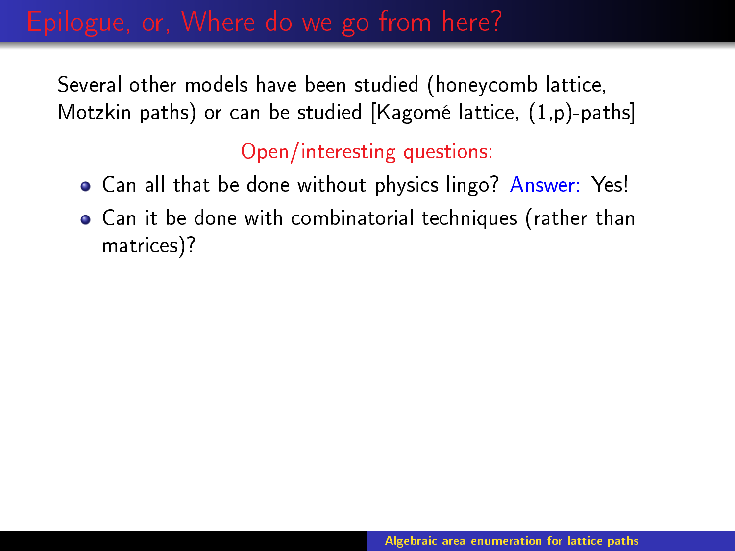# Epilogue, or, Where do we go from here?

Several other models have been studied (honeycomb lattice, Motzkin paths) or can be studied [Kagomé lattice, (1,p)-paths]

Open/interesting questions:

- Can all that be done without physics lingo? Answer: Yes!
- Can it be done with combinatorial techniques (rather than matrices)?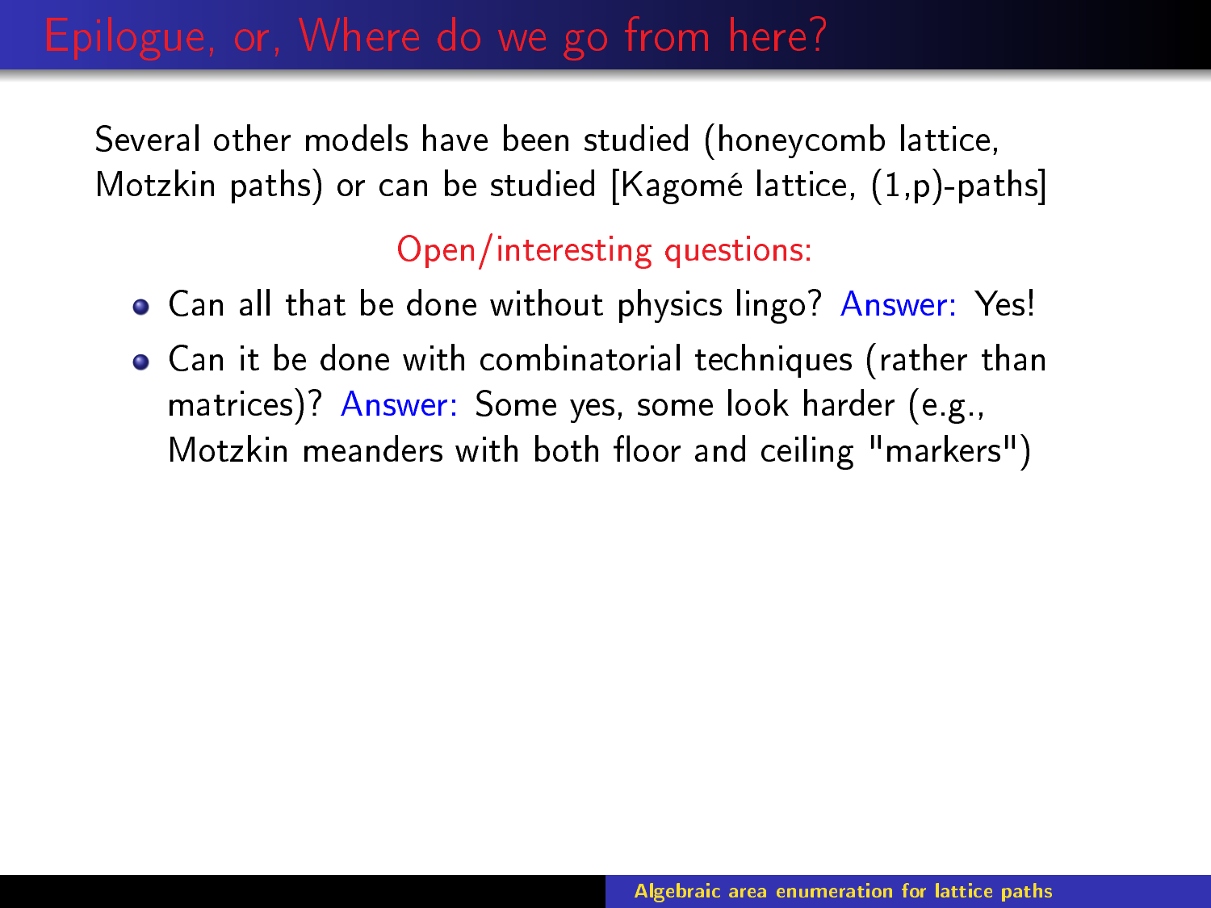# Epilogue, or, Where do we go from here?

Several other models have been studied (honeycomb lattice, Motzkin paths) or can be studied [Kagomé lattice, (1,p)-paths]

Open/interesting questions:

- Can all that be done without physics lingo? Answer: Yes!
- Can it be done with combinatorial techniques (rather than matrices)? Answer: Some yes, some look harder (e.g., Motzkin meanders with both floor and ceiling "markers")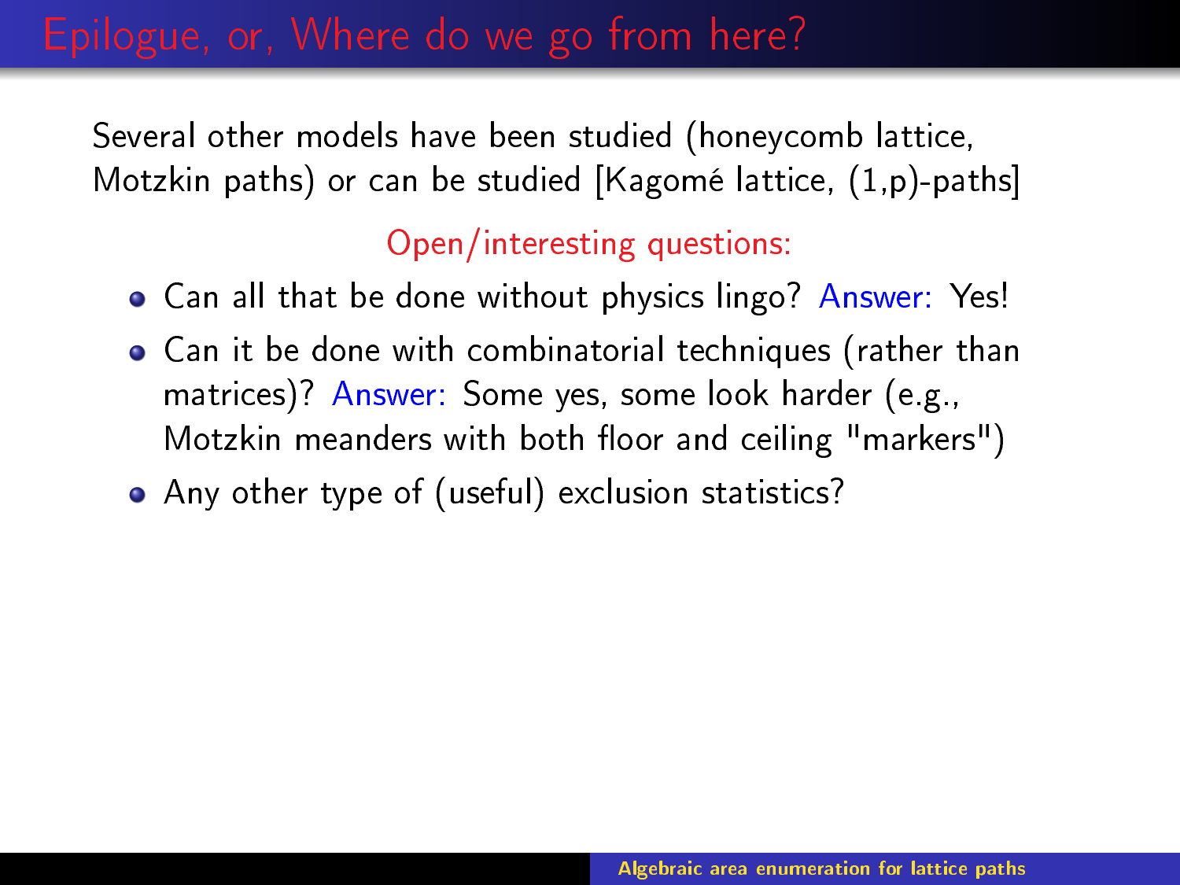# Epilogue, or, Where do we go from here?

Several other models have been studied (honeycomb lattice, Motzkin paths) or can be studied [Kagomé lattice, (1,p)-paths]

Open/interesting questions:

- Can all that be done without physics lingo? Answer: Yes!
- Can it be done with combinatorial techniques (rather than matrices)? Answer: Some yes, some look harder (e.g., Motzkin meanders with both floor and ceiling "markers")
- Any other type of (useful) exclusion statistics?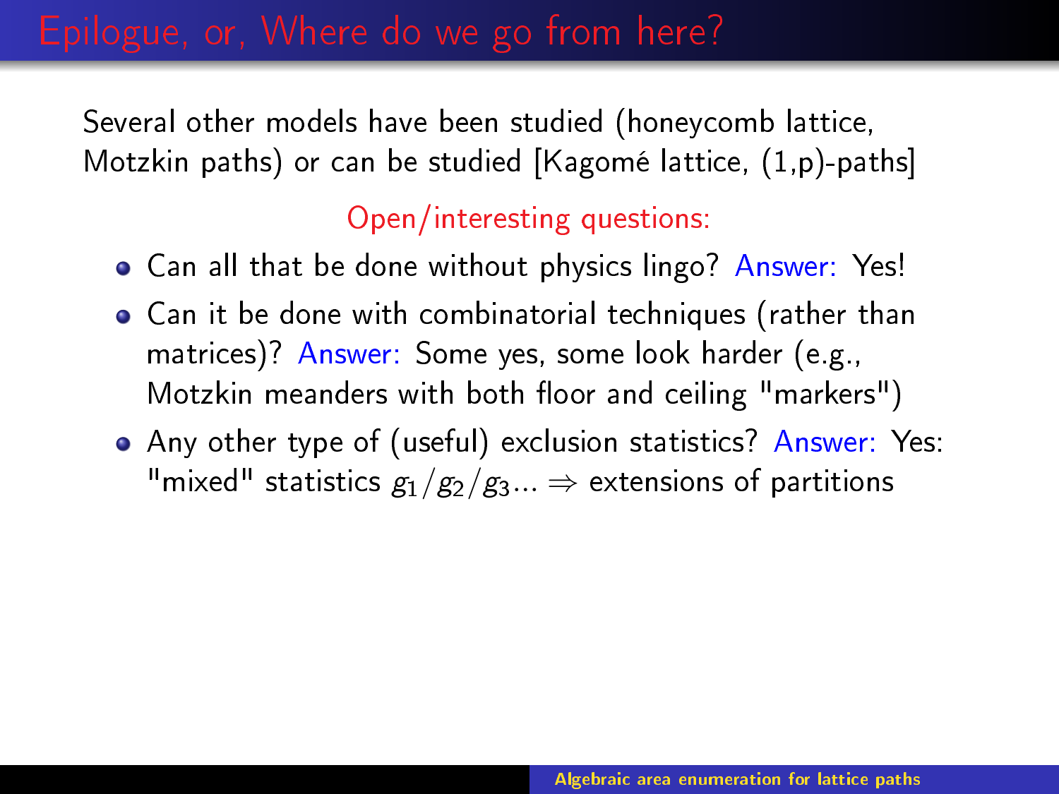# Epilogue, or, Where do we go from here?

Several other models have been studied (honeycomb lattice, Motzkin paths) or can be studied [Kagomé lattice, (1,p)-paths]

Open/interesting questions:

- Can all that be done without physics lingo? Answer: Yes!
- Can it be done with combinatorial techniques (rather than matrices)? Answer: Some yes, some look harder (e.g., Motzkin meanders with both floor and ceiling "markers")
- Any other type of (useful) exclusion statistics? Answer: Yes: "mixed" statistics $g_1/g_2/g_3...$ $\Rightarrow$ extensions of partitions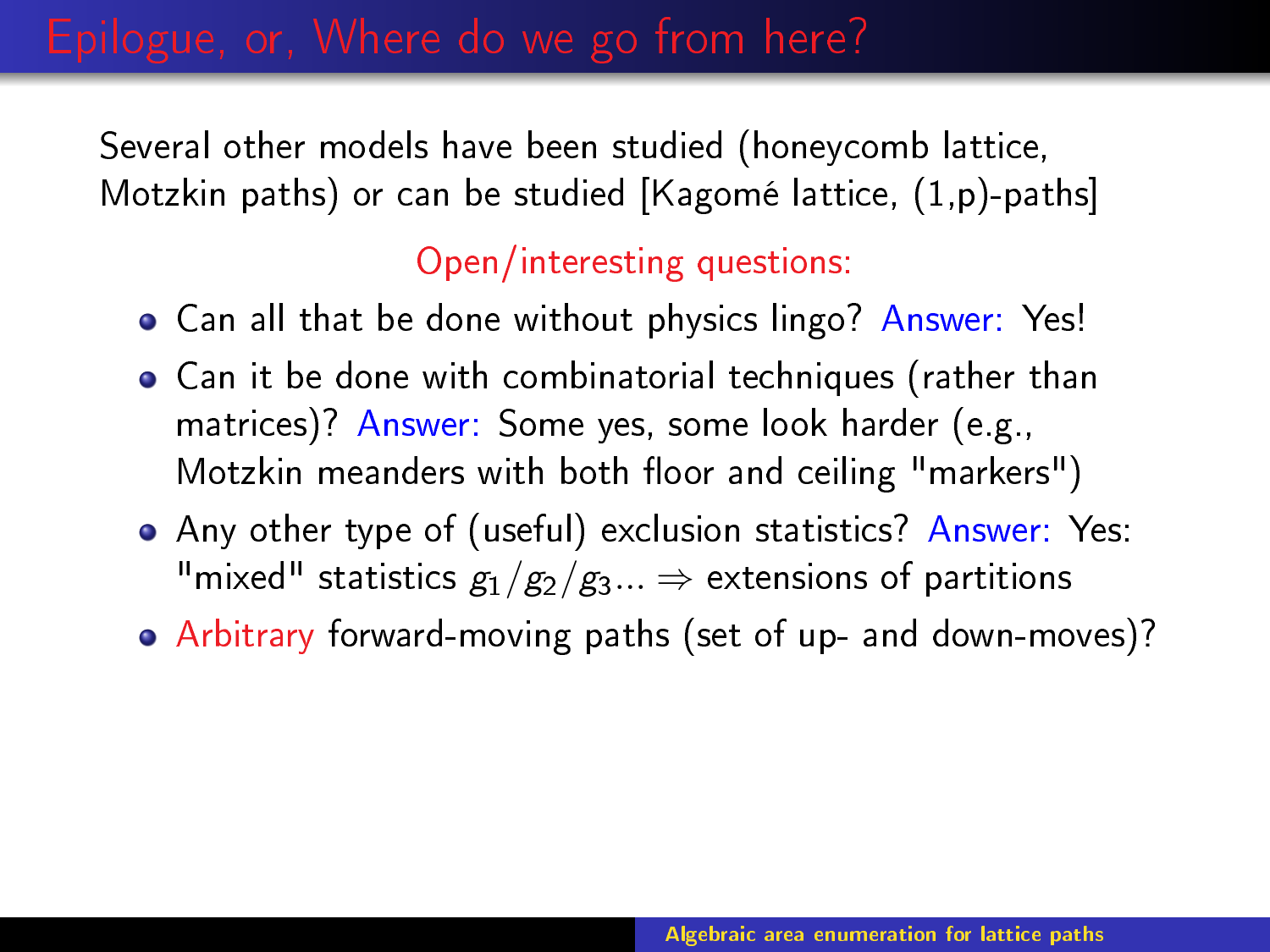# Epilogue, or, Where do we go from here?

Several other models have been studied (honeycomb lattice, Motzkin paths) or can be studied [Kagomé lattice, (1,p)-paths]

Open/interesting questions:

- Can all that be done without physics lingo? Answer: Yes!
- Can it be done with combinatorial techniques (rather than matrices)? Answer: Some yes, some look harder (e.g., Motzkin meanders with both floor and ceiling "markers")
- Any other type of (useful) exclusion statistics? Answer: Yes: "mixed" statistics $g_1/g_2/g_3\ldots \Rightarrow$ extensions of partitions
- Arbitrary forward-moving paths (set of up- and down-moves)?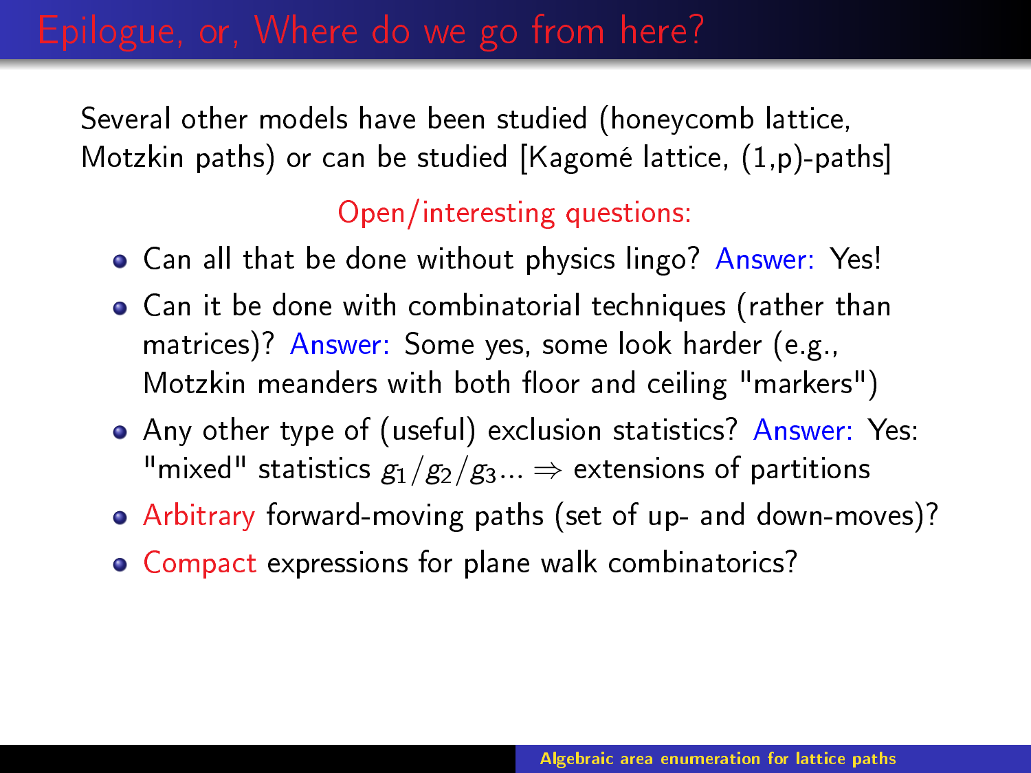# Epilogue, or, Where do we go from here?

Several other models have been studied (honeycomb lattice, Motzkin paths) or can be studied [Kagomé lattice, (1,p)-paths]

Open/interesting questions:

- Can all that be done without physics lingo? Answer: Yes!
- Can it be done with combinatorial techniques (rather than matrices)? Answer: Some yes, some look harder (e.g., Motzkin meanders with both floor and ceiling "markers")
- Any other type of (useful) exclusion statistics? Answer: Yes: "mixed" statistics $g_1/g_2/g_3\ldots \Rightarrow$ extensions of partitions
- Arbitrary forward-moving paths (set of up- and down-moves)?
- Compact expressions for plane walk combinatorics?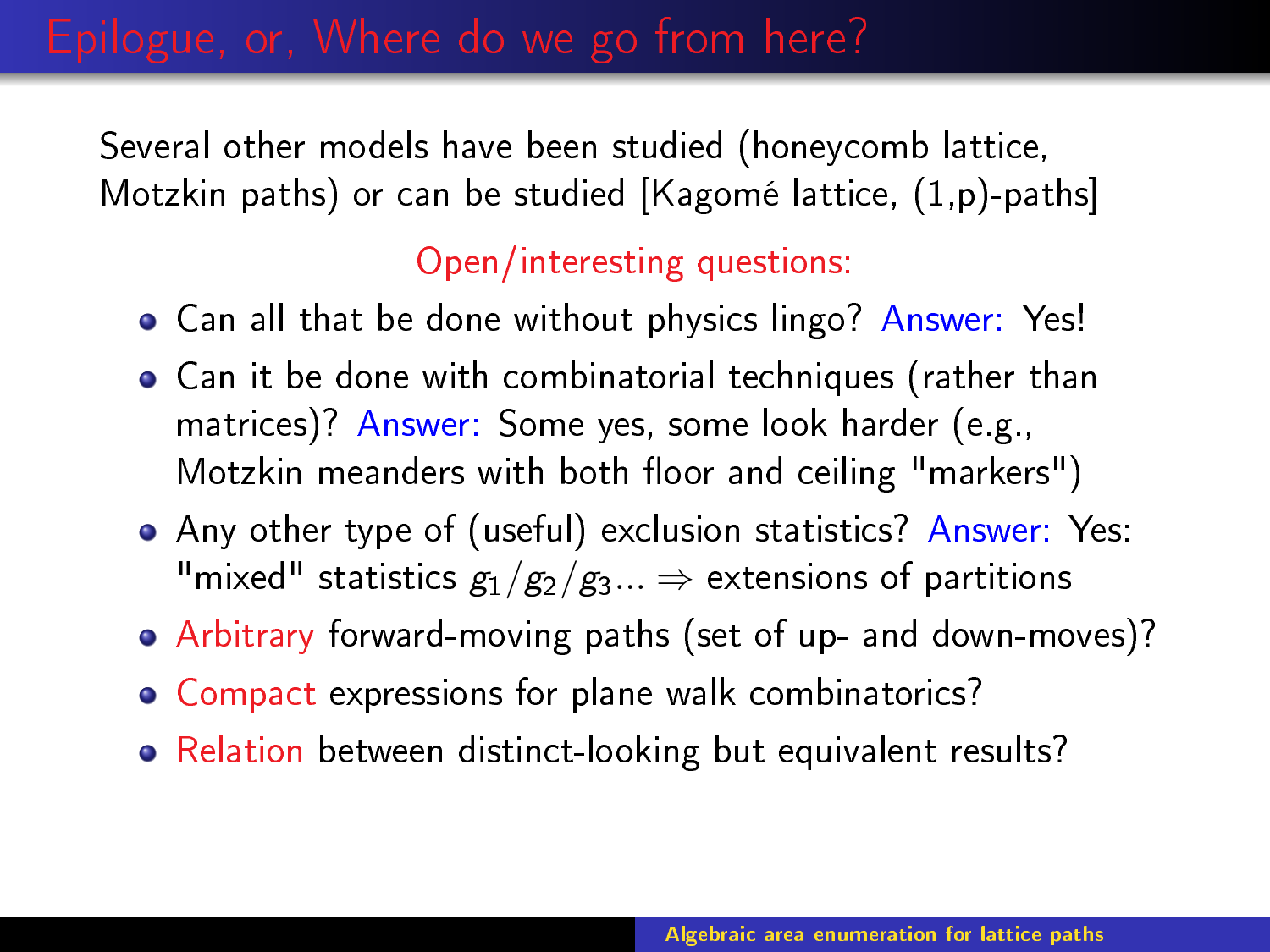# Epilogue, or, Where do we go from here?

Several other models have been studied (honeycomb lattice, Motzkin paths) or can be studied [Kagomé lattice, (1,p)-paths]

Open/interesting questions:

- Can all that be done without physics lingo? Answer: Yes!
- Can it be done with combinatorial techniques (rather than matrices)? Answer: Some yes, some look harder (e.g., Motzkin meanders with both floor and ceiling "markers")
- Any other type of (useful) exclusion statistics? Answer: Yes: "mixed" statistics $g_1/g_2/g_3 \ldots \Rightarrow$ extensions of partitions
- Arbitrary forward-moving paths (set of up- and down-moves)?
- Compact expressions for plane walk combinatorics?
- Relation between distinct-looking but equivalent results?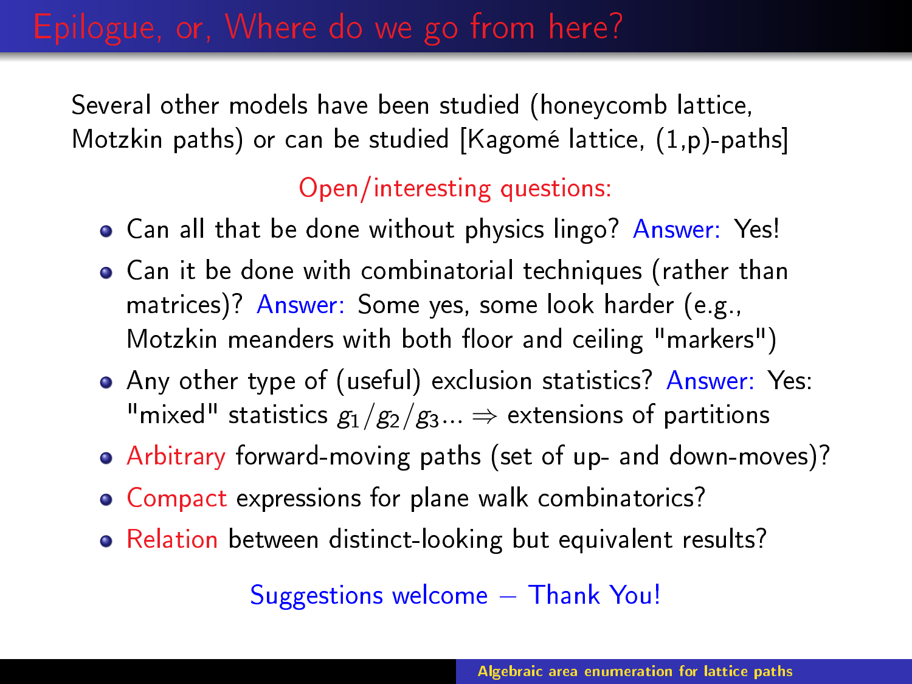# Epilogue, or, Where do we go from here?

Several other models have been studied (honeycomb lattice, Motzkin paths) or can be studied [Kagomé lattice, (1,p)-paths]

Open/interesting questions:

- Can all that be done without physics lingo? Answer: Yes!
- Can it be done with combinatorial techniques (rather than matrices)? Answer: Some yes, some look harder (e.g., Motzkin meanders with both floor and ceiling "markers")
- Any other type of (useful) exclusion statistics? Answer: Yes: "mixed" statistics $g_1/g_2/g_3...$ $\Rightarrow$ extensions of partitions
- Arbitrary forward-moving paths (set of up- and down-moves)?
- Compact expressions for plane walk combinatorics?
- Relation between distinct-looking but equivalent results?

Suggestions welcome – Thank You!